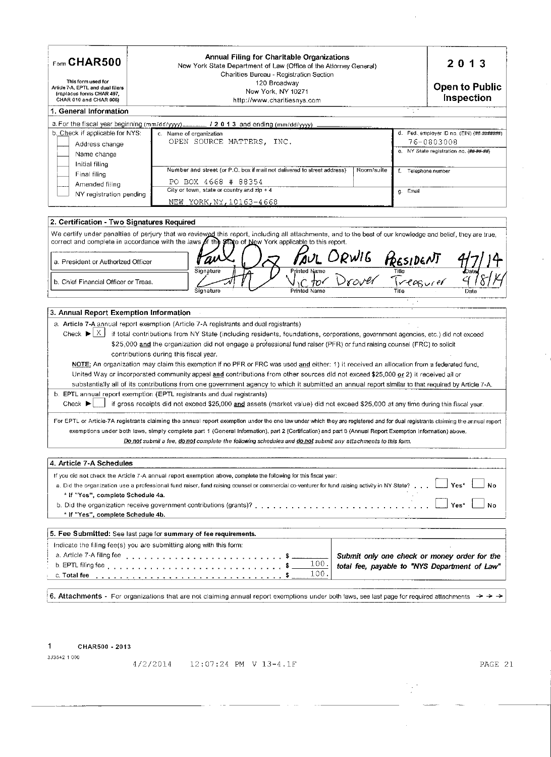| Form **CHAR500** This form used for Article 7-A, EPTL and dual filers (replaces forms CHAR 497, CHAR 010 and CHAR 006) | **Annual Filing for Charitable Organizations** New York State Department of Law (Office of the Attorney General) Charities Bureau - Registration Section 120 Broadway New York, NY 10271 http://www.charitiesnys.com | **2013** **Open to Public Inspection** |
|---|---|---|

## 1. General Information

a. For the fiscal year beginning (mm/dd/yyyy) ______ / 2 0 1 3 and ending (mm/dd/yyyy) ______

| b. Check if applicable for NYS: | c. Name of organization | | d. Fed. employer ID no. (EIN) (##-#######) |
|---|---|---|---|
| ☐ Address change | OPEN SOURCE MATTERS, INC. | | 76-0803008 |
| ☐ Name change | | | e. NY State registration no. (##-##-##) |
| ☐ Initial filing | Number and street (or P.O. box if mail not delivered to street address) | Room/suite | f. Telephone number |
| ☐ Final filing | PO BOX 4668 # 88354 | | |
| ☐ Amended filing | City or town, state or country and zip + 4 | | g. Email |
| ☐ NY registration pending | NEW YORK, NY, 10163-4668 | | |

## 2. Certification - Two Signatures Required

We certify under penalties of perjury that we reviewed this report, including all attachments, and to the best of our knowledge and belief, they are true, correct and complete in accordance with the laws of the State of New York applicable to this report.

| | Signature | Printed Name | Title | Date |
|---|---|---|---|---|
| a. President or Authorized Officer | *(signature)* | Paul Orwig | President | 4/7/14 |
| b. Chief Financial Officer or Treas. | *(signature)* | Victor Drover | Treasurer | 4/8/14 |

## 3. Annual Report Exemption Information

a. **Article 7-A** annual report exemption (Article 7-A registrants and dual registrants)

Check ▶ [X] if total contributions from NY State (including residents, foundations, corporations, government agencies, etc.) did not exceed $25,000 **and** the organization did not engage a professional fund raiser (PFR) or fund raising counsel (FRC) to solicit contributions during this fiscal year.

**NOTE:** An organization may claim this exemption if no PFR or FRC was used **and** either: 1) it received an allocation from a federated fund, United Way or incorporated community appeal **and** contributions from other sources did not exceed $25,000 **or** 2) it received all or substantially all of its contributions from one government agency to which it submitted an annual report similar to that required by Article 7-A.

b. **EPTL** annual report exemption (EPTL registrants and dual registrants)

Check ▶ [ ] if gross receipts did not exceed $25,000 **and** assets (market value) did not exceed $25,000 at any time during this fiscal year.

For EPTL or Article-7A registrants claiming the annual report exemption under the one law under which they are registered and for dual registrants claiming the annual report exemptions under both laws, simply complete part 1 (General Information), part 2 (Certification) and part 3 (Annual Report Exemption Information) above.

***Do not** submit a fee, **do not** complete the following schedules and **do not** submit any attachments to this form.*

## 4. Article 7-A Schedules

If you did not check the Article 7-A annual report exemption above, complete the following for this fiscal year:

a. Did the organization use a professional fund raiser, fund raising counsel or commercial co-venturer for fund raising activity in NY State? . . . ☐ Yes* ☐ No

\* If "Yes", complete Schedule 4a.

b. Did the organization receive government contributions (grants)? . . . ☐ Yes* ☐ No

\* If "Yes", complete Schedule 4b.

## 5. Fee Submitted: See last page for summary of fee requirements.

Indicate the filing fee(s) you are submitting along with this form:

| | |
|---|---|
| a. Article 7-A filing fee | $ |
| b. EPTL filing fee | $ 100. |
| c. Total fee | $ 100. |

***Submit only one check or money order for the total fee, payable to "NYS Department of Law"***

## 6. Attachments - For organizations that are not claiming annual report exemptions under both laws, see last page for required attachments → → →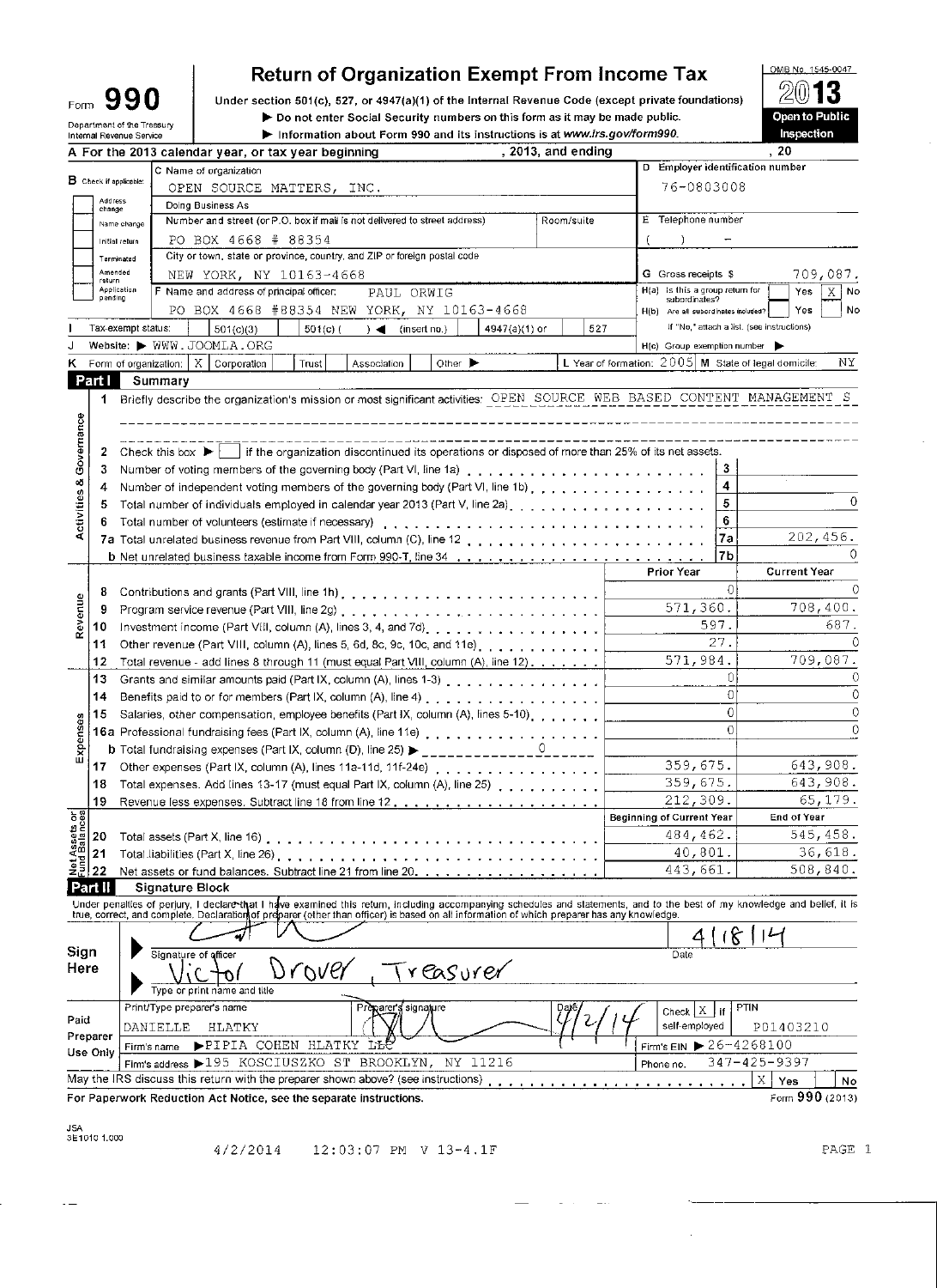Form **990** — Department of the Treasury, Internal Revenue Service

# Return of Organization Exempt From Income Tax

Under section 501(c), 527, or 4947(a)(1) of the Internal Revenue Code (except private foundations)

▶ Do not enter Social Security numbers on this form as it may be made public.

▶ Information about Form 990 and its instructions is at www.irs.gov/form990.

OMB No. 1545-0047 — **2013** — Open to Public Inspection

**A** For the 2013 calendar year, or tax year beginning , 2013, and ending , 20

**B** Check if applicable: Address change / Name change / Initial return / Terminated / Amended return / Application pending

**C** Name of organization: OPEN SOURCE MATTERS, INC.

Doing Business As

Number and street (or P.O. box if mail is not delivered to street address): PO BOX 4668 # 88354 — Room/suite

City or town, state or province, country, and ZIP or foreign postal code: NEW YORK, NY 10163-4668

**D** Employer identification number: 76-0803008

**E** Telephone number: ( ) -

**G** Gross receipts $ 709,087.

**F** Name and address of principal officer: PAUL ORWIG, PO BOX 4668 #88354 NEW YORK, NY 10163-4668

**H(a)** Is this a group return for subordinates? Yes [ ] No [X]

**H(b)** Are all subordinates included? Yes [ ] No [ ]

If "No," attach a list. (see instructions)

**I** Tax-exempt status: [ ] 501(c)(3) [ ] 501(c) ( ) ◀ (insert no.) [ ] 4947(a)(1) or [ ] 527

**J** Website: ▶ WWW.JOOMLA.ORG

**H(c)** Group exemption number ▶

**K** Form of organization: [X] Corporation [ ] Trust [ ] Association [ ] Other ▶

**L** Year of formation: 2005 **M** State of legal domicile: NY

## Part I Summary

1 Briefly describe the organization's mission or most significant activities: OPEN SOURCE WEB BASED CONTENT MANAGEMENT S

2 Check this box ▶ [ ] if the organization discontinued its operations or disposed of more than 25% of its net assets.

**Activities & Governance**

| Line | Description | | |
|---|---|---|---|
| 3 | Number of voting members of the governing body (Part VI, line 1a) | 3 | |
| 4 | Number of independent voting members of the governing body (Part VI, line 1b) | 4 | |
| 5 | Total number of individuals employed in calendar year 2013 (Part V, line 2a) | 5 | 0 |
| 6 | Total number of volunteers (estimate if necessary) | 6 | |
| 7a | Total unrelated business revenue from Part VIII, column (C), line 12 | 7a | 202,456. |
| 7b | Net unrelated business taxable income from Form 990-T, line 34 | 7b | 0 |

| Line | Description | Prior Year | Current Year |
|---|---|---|---|
| | **Revenue** | | |
| 8 | Contributions and grants (Part VIII, line 1h) | 0 | 0 |
| 9 | Program service revenue (Part VIII, line 2g) | 571,360. | 708,400. |
| 10 | Investment income (Part VIII, column (A), lines 3, 4, and 7d) | 597. | 687. |
| 11 | Other revenue (Part VIII, column (A), lines 5, 6d, 8c, 9c, 10c, and 11e) | 27. | 0 |
| 12 | Total revenue - add lines 8 through 11 (must equal Part VIII, column (A), line 12) | 571,984. | 709,087. |
| | **Expenses** | | |
| 13 | Grants and similar amounts paid (Part IX, column (A), lines 1-3) | 0 | 0 |
| 14 | Benefits paid to or for members (Part IX, column (A), line 4) | 0 | 0 |
| 15 | Salaries, other compensation, employee benefits (Part IX, column (A), lines 5-10) | 0 | 0 |
| 16a | Professional fundraising fees (Part IX, column (A), line 11e) | 0 | 0 |
| b | Total fundraising expenses (Part IX, column (D), line 25) ▶ 0 | | |
| 17 | Other expenses (Part IX, column (A), lines 11a-11d, 11f-24e) | 359,675. | 643,908. |
| 18 | Total expenses. Add lines 13-17 (must equal Part IX, column (A), line 25) | 359,675. | 643,908. |
| 19 | Revenue less expenses. Subtract line 18 from line 12 | 212,309. | 65,179. |
| | **Net Assets or Fund Balances** | **Beginning of Current Year** | **End of Year** |
| 20 | Total assets (Part X, line 16) | 484,462. | 545,458. |
| 21 | Total liabilities (Part X, line 26) | 40,801. | 36,618. |
| 22 | Net assets or fund balances. Subtract line 21 from line 20 | 443,661. | 508,840. |

## Part II Signature Block

Under penalties of perjury, I declare that I have examined this return, including accompanying schedules and statements, and to the best of my knowledge and belief, it is true, correct, and complete. Declaration of preparer (other than officer) is based on all information of which preparer has any knowledge.

**Sign Here**

Signature of officer: [signature] — Date: 4/18/14

Type or print name and title: Victor Drover, Treasurer

**Paid Preparer Use Only**

| Print/Type preparer's name | Preparer's signature | Date | Check [X] if self-employed | PTIN |
|---|---|---|---|---|
| DANIELLE HLATKY | [signature] | 4/2/14 | | P01403210 |

Firm's name ▶ PIPIA COHEN HLATKY LLC — Firm's EIN ▶ 26-4268100

Firm's address ▶ 195 KOSCIUSZKO ST BROOKLYN, NY 11216 — Phone no. 347-425-9397

May the IRS discuss this return with the preparer shown above? (see instructions) [X] Yes [ ] No

For Paperwork Reduction Act Notice, see the separate instructions. Form **990** (2013)

JSA 3E1010 1.000

4/2/2014 12:03:07 PM V 13-4.1F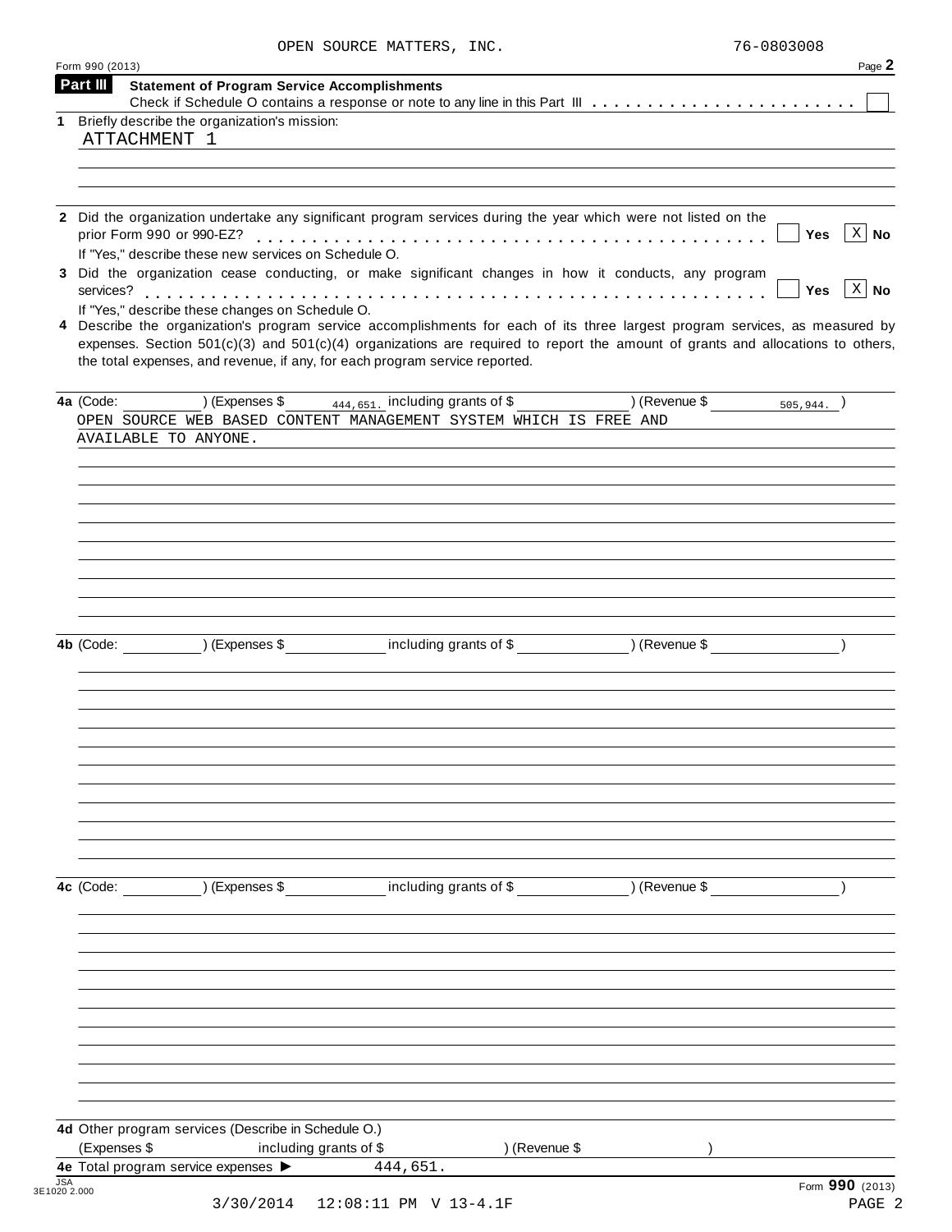OPEN SOURCE MATTERS, INC. 76-0803008

Form 990 (2013)

## Part III Statement of Program Service Accomplishments

Check if Schedule O contains a response or note to any line in this Part III . . . . . . . . . . . . . . . . . . . . . . . . ☐

**1** Briefly describe the organization's mission:

ATTACHMENT 1

**2** Did the organization undertake any significant program services during the year which were not listed on the prior Form 990 or 990-EZ? . . . . . . . . . . . . . . . . . . . . . ☐ Yes ☒ No

If "Yes," describe these new services on Schedule O.

**3** Did the organization cease conducting, or make significant changes in how it conducts, any program services? . . . . . . . . . . . . . . . . . . . . . ☐ Yes ☒ No

If "Yes," describe these changes on Schedule O.

**4** Describe the organization's program service accomplishments for each of its three largest program services, as measured by expenses. Section 501(c)(3) and 501(c)(4) organizations are required to report the amount of grants and allocations to others, the total expenses, and revenue, if any, for each program service reported.

**4a** (Code: ) (Expenses $ 444,651. including grants of $ ) (Revenue $ 505,944. )

OPEN SOURCE WEB BASED CONTENT MANAGEMENT SYSTEM WHICH IS FREE AND AVAILABLE TO ANYONE.

**4b** (Code: ) (Expenses $ including grants of $ ) (Revenue $ )

**4c** (Code: ) (Expenses $ including grants of $ ) (Revenue $ )

**4d** Other program services (Describe in Schedule O.)

(Expenses $ including grants of $ ) (Revenue $ )

**4e** Total program service expenses ► 444,651.

JSA 3E1020 2.000

Form **990** (2013)

3/30/2014 12:08:11 PM V 13-4.1F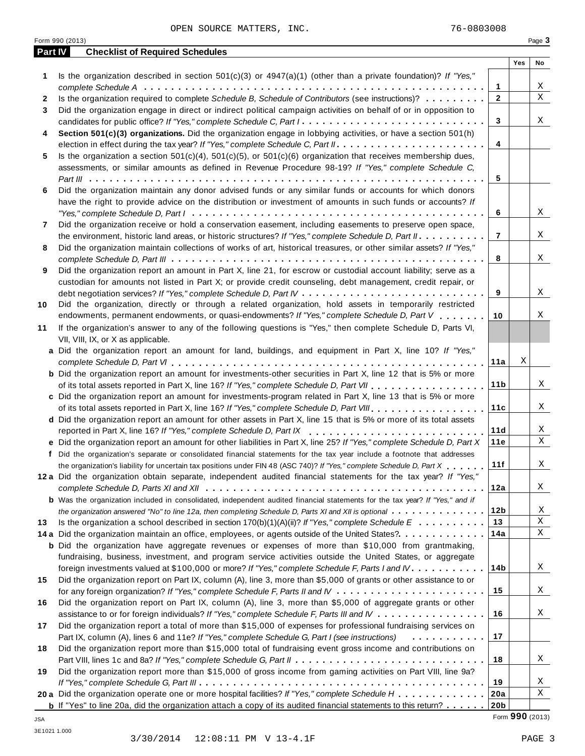OPEN SOURCE MATTERS, INC. 76-0803008

Form 990 (2013)

## Part IV Checklist of Required Schedules

| | | | Yes | No |
|---|---|---|---|---|
| **1** | Is the organization described in section 501(c)(3) or 4947(a)(1) (other than a private foundation)? *If "Yes," complete Schedule A* | 1 | | X |
| **2** | Is the organization required to complete *Schedule B, Schedule of Contributors* (see instructions)? | 2 | | X |
| **3** | Did the organization engage in direct or indirect political campaign activities on behalf of or in opposition to candidates for public office? *If "Yes," complete Schedule C, Part I* | 3 | | X |
| **4** | **Section 501(c)(3) organizations.** Did the organization engage in lobbying activities, or have a section 501(h) election in effect during the tax year? *If "Yes," complete Schedule C, Part II* | 4 | | |
| **5** | Is the organization a section 501(c)(4), 501(c)(5), or 501(c)(6) organization that receives membership dues, assessments, or similar amounts as defined in Revenue Procedure 98-19? *If "Yes," complete Schedule C, Part III* | 5 | | |
| **6** | Did the organization maintain any donor advised funds or any similar funds or accounts for which donors have the right to provide advice on the distribution or investment of amounts in such funds or accounts? *If "Yes," complete Schedule D, Part I* | 6 | | X |
| **7** | Did the organization receive or hold a conservation easement, including easements to preserve open space, the environment, historic land areas, or historic structures? *If "Yes," complete Schedule D, Part II* | 7 | | X |
| **8** | Did the organization maintain collections of works of art, historical treasures, or other similar assets? *If "Yes," complete Schedule D, Part III* | 8 | | X |
| **9** | Did the organization report an amount in Part X, line 21, for escrow or custodial account liability; serve as a custodian for amounts not listed in Part X; or provide credit counseling, debt management, credit repair, or debt negotiation services? *If "Yes," complete Schedule D, Part IV* | 9 | | X |
| **10** | Did the organization, directly or through a related organization, hold assets in temporarily restricted endowments, permanent endowments, or quasi-endowments? *If "Yes," complete Schedule D, Part V* | 10 | | X |
| **11** | If the organization's answer to any of the following questions is "Yes," then complete Schedule D, Parts VI, VII, VIII, IX, or X as applicable. | | | |
| **a** | Did the organization report an amount for land, buildings, and equipment in Part X, line 10? *If "Yes," complete Schedule D, Part VI* | 11a | X | |
| **b** | Did the organization report an amount for investments-other securities in Part X, line 12 that is 5% or more of its total assets reported in Part X, line 16? *If "Yes," complete Schedule D, Part VII* | 11b | | X |
| **c** | Did the organization report an amount for investments-program related in Part X, line 13 that is 5% or more of its total assets reported in Part X, line 16? *If "Yes," complete Schedule D, Part VIII* | 11c | | X |
| **d** | Did the organization report an amount for other assets in Part X, line 15 that is 5% or more of its total assets reported in Part X, line 16? *If "Yes," complete Schedule D, Part IX* | 11d | | X |
| **e** | Did the organization report an amount for other liabilities in Part X, line 25? *If "Yes," complete Schedule D, Part X* | 11e | | X |
| **f** | Did the organization's separate or consolidated financial statements for the tax year include a footnote that addresses the organization's liability for uncertain tax positions under FIN 48 (ASC 740)? *If "Yes," complete Schedule D, Part X* | 11f | | X |
| **12a** | Did the organization obtain separate, independent audited financial statements for the tax year? *If "Yes," complete Schedule D, Parts XI and XII* | 12a | | X |
| **b** | Was the organization included in consolidated, independent audited financial statements for the tax year? *If "Yes," and if the organization answered "No" to line 12a, then completing Schedule D, Parts XI and XII is optional* | 12b | | X |
| **13** | Is the organization a school described in section 170(b)(1)(A)(ii)? *If "Yes," complete Schedule E* | 13 | | X |
| **14a** | Did the organization maintain an office, employees, or agents outside of the United States? | 14a | | X |
| **b** | Did the organization have aggregate revenues or expenses of more than $10,000 from grantmaking, fundraising, business, investment, and program service activities outside the United States, or aggregate foreign investments valued at $100,000 or more? *If "Yes," complete Schedule F, Parts I and IV* | 14b | | X |
| **15** | Did the organization report on Part IX, column (A), line 3, more than $5,000 of grants or other assistance to or for any foreign organization? *If "Yes," complete Schedule F, Parts II and IV* | 15 | | X |
| **16** | Did the organization report on Part IX, column (A), line 3, more than $5,000 of aggregate grants or other assistance to or for foreign individuals? *If "Yes," complete Schedule F, Parts III and IV* | 16 | | X |
| **17** | Did the organization report a total of more than $15,000 of expenses for professional fundraising services on Part IX, column (A), lines 6 and 11e? *If "Yes," complete Schedule G, Part I (see instructions)* | 17 | | |
| **18** | Did the organization report more than $15,000 total of fundraising event gross income and contributions on Part VIII, lines 1c and 8a? *If "Yes," complete Schedule G, Part II* | 18 | | X |
| **19** | Did the organization report more than $15,000 of gross income from gaming activities on Part VIII, line 9a? *If "Yes," complete Schedule G, Part III* | 19 | | X |
| **20a** | Did the organization operate one or more hospital facilities? *If "Yes," complete Schedule H* | 20a | | X |
| **b** | If "Yes" to line 20a, did the organization attach a copy of its audited financial statements to this return? | 20b | | |

Form **990** (2013)

JSA
3E1021 1.000

3/30/2014 12:08:11 PM V 13-4.1F PAGE 3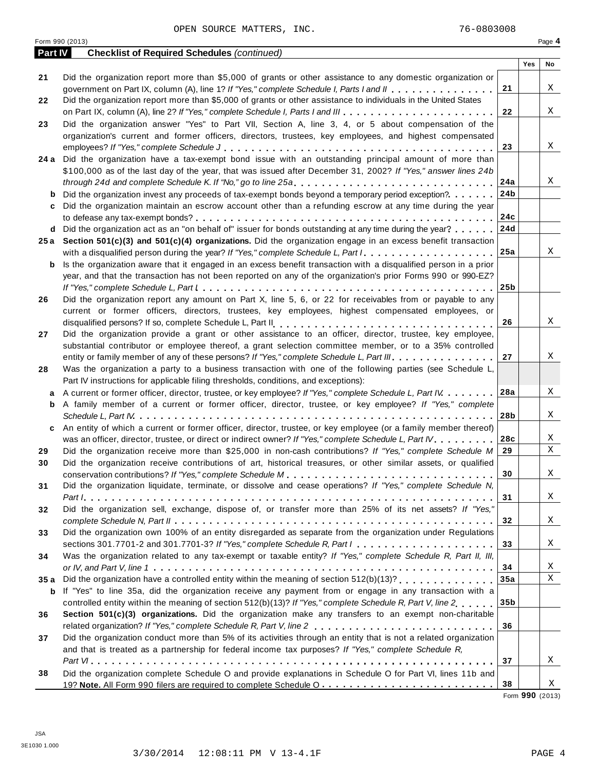OPEN SOURCE MATTERS, INC. 76-0803008

Form 990 (2013) Page 4

**Part IV** **Checklist of Required Schedules** *(continued)*

| | | | Yes | No |
|---|---|---|---|---|
| 21 | Did the organization report more than $5,000 of grants or other assistance to any domestic organization or government on Part IX, column (A), line 1? *If "Yes," complete Schedule I, Parts I and II* | 21 | | X |
| 22 | Did the organization report more than $5,000 of grants or other assistance to individuals in the United States on Part IX, column (A), line 2? *If "Yes," complete Schedule I, Parts I and III* | 22 | | X |
| 23 | Did the organization answer "Yes" to Part VII, Section A, line 3, 4, or 5 about compensation of the organization's current and former officers, directors, trustees, key employees, and highest compensated employees? *If "Yes," complete Schedule J* | 23 | | X |
| 24 a | Did the organization have a tax-exempt bond issue with an outstanding principal amount of more than $100,000 as of the last day of the year, that was issued after December 31, 2002? *If "Yes," answer lines 24b through 24d and complete Schedule K. If "No," go to line 25a* | 24a | | X |
| b | Did the organization invest any proceeds of tax-exempt bonds beyond a temporary period exception? | 24b | | |
| c | Did the organization maintain an escrow account other than a refunding escrow at any time during the year to defease any tax-exempt bonds? | 24c | | |
| d | Did the organization act as an "on behalf of" issuer for bonds outstanding at any time during the year? | 24d | | |
| 25 a | **Section 501(c)(3) and 501(c)(4) organizations.** Did the organization engage in an excess benefit transaction with a disqualified person during the year? *If "Yes," complete Schedule L, Part I* | 25a | | X |
| b | Is the organization aware that it engaged in an excess benefit transaction with a disqualified person in a prior year, and that the transaction has not been reported on any of the organization's prior Forms 990 or 990-EZ? *If "Yes," complete Schedule L, Part I* | 25b | | |
| 26 | Did the organization report any amount on Part X, line 5, 6, or 22 for receivables from or payable to any current or former officers, directors, trustees, key employees, highest compensated employees, or disqualified persons? If so, complete Schedule L, Part II | 26 | | X |
| 27 | Did the organization provide a grant or other assistance to an officer, director, trustee, key employee, substantial contributor or employee thereof, a grant selection committee member, or to a 35% controlled entity or family member of any of these persons? *If "Yes," complete Schedule L, Part III* | 27 | | X |
| 28 | Was the organization a party to a business transaction with one of the following parties (see Schedule L, Part IV instructions for applicable filing thresholds, conditions, and exceptions): | | | |
| a | A current or former officer, director, trustee, or key employee? *If "Yes," complete Schedule L, Part IV* | 28a | | X |
| b | A family member of a current or former officer, director, trustee, or key employee? *If "Yes," complete Schedule L, Part IV* | 28b | | X |
| c | An entity of which a current or former officer, director, trustee, or key employee (or a family member thereof) was an officer, director, trustee, or direct or indirect owner? *If "Yes," complete Schedule L, Part IV* | 28c | | X |
| 29 | Did the organization receive more than $25,000 in non-cash contributions? *If "Yes," complete Schedule M* | 29 | | X |
| 30 | Did the organization receive contributions of art, historical treasures, or other similar assets, or qualified conservation contributions? *If "Yes," complete Schedule M* | 30 | | X |
| 31 | Did the organization liquidate, terminate, or dissolve and cease operations? *If "Yes," complete Schedule N, Part I* | 31 | | X |
| 32 | Did the organization sell, exchange, dispose of, or transfer more than 25% of its net assets? *If "Yes," complete Schedule N, Part II* | 32 | | X |
| 33 | Did the organization own 100% of an entity disregarded as separate from the organization under Regulations sections 301.7701-2 and 301.7701-3? *If "Yes," complete Schedule R, Part I* | 33 | | X |
| 34 | Was the organization related to any tax-exempt or taxable entity? *If "Yes," complete Schedule R, Part II, III, or IV, and Part V, line 1* | 34 | | X |
| 35 a | Did the organization have a controlled entity within the meaning of section 512(b)(13)? | 35a | | X |
| b | If "Yes" to line 35a, did the organization receive any payment from or engage in any transaction with a controlled entity within the meaning of section 512(b)(13)? *If "Yes," complete Schedule R, Part V, line 2* | 35b | | |
| 36 | **Section 501(c)(3) organizations.** Did the organization make any transfers to an exempt non-charitable related organization? *If "Yes," complete Schedule R, Part V, line 2* | 36 | | |
| 37 | Did the organization conduct more than 5% of its activities through an entity that is not a related organization and that is treated as a partnership for federal income tax purposes? *If "Yes," complete Schedule R, Part VI* | 37 | | X |
| 38 | Did the organization complete Schedule O and provide explanations in Schedule O for Part VI, lines 11b and 19? **Note.** All Form 990 filers are required to complete Schedule O | 38 | | X |

Form **990** (2013)

JSA
3E1030 1.000

3/30/2014 12:08:11 PM V 13-4.1F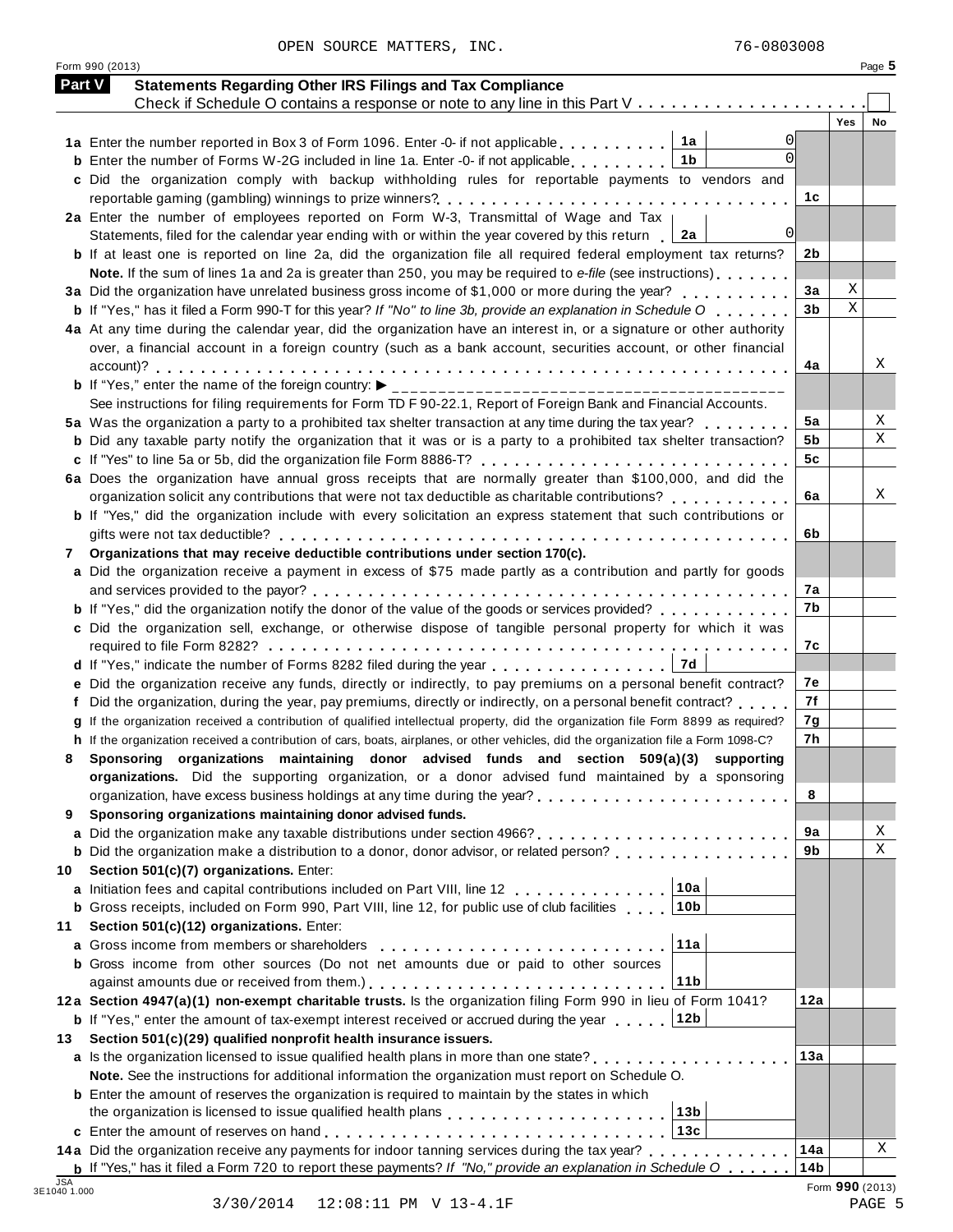OPEN SOURCE MATTERS, INC. 76-0803008

Form 990 (2013) Page **5**

## Part V Statements Regarding Other IRS Filings and Tax Compliance

Check if Schedule O contains a response or note to any line in this Part V . . . . . . . . . . . . . . . . . . . . . ☐

| | | | | Yes | No |
|---|---|---|---|---|---|
| **1a** | Enter the number reported in Box 3 of Form 1096. Enter -0- if not applicable . . . . . . . . . | **1a** 0 | | | |
| **b** | Enter the number of Forms W-2G included in line 1a. Enter -0- if not applicable . . . . . . . . | **1b** 0 | | | |
| **c** | Did the organization comply with backup withholding rules for reportable payments to vendors and reportable gaming (gambling) winnings to prize winners? . . . . . . . . . . . . . . . . . . . . . . | | **1c** | | |
| **2a** | Enter the number of employees reported on Form W-3, Transmittal of Wage and Tax Statements, filed for the calendar year ending with or within the year covered by this return | **2a** 0 | | | |
| **b** | If at least one is reported on line 2a, did the organization file all required federal employment tax returns? | | **2b** | | |
| | **Note.** If the sum of lines 1a and 2a is greater than 250, you may be required to *e-file* (see instructions) . . . . . . | | | | |
| **3a** | Did the organization have unrelated business gross income of $1,000 or more during the year? . . . . . . . . . | | **3a** | X | |
| **b** | If "Yes," has it filed a Form 990-T for this year? *If "No" to line 3b, provide an explanation in Schedule O* . . . . . . | | **3b** | X | |
| **4a** | At any time during the calendar year, did the organization have an interest in, or a signature or other authority over, a financial account in a foreign country (such as a bank account, securities account, or other financial account)? . . . . . . . . . . . . . . . . . . . . . . . . . . . . . . . . . . . . . . . . . | | **4a** | | X |
| **b** | If "Yes," enter the name of the foreign country: ▶ ________________________________________ | | | | |
| | See instructions for filing requirements for Form TD F 90-22.1, Report of Foreign Bank and Financial Accounts. | | | | |
| **5a** | Was the organization a party to a prohibited tax shelter transaction at any time during the tax year? . . . . . . . | | **5a** | | X |
| **b** | Did any taxable party notify the organization that it was or is a party to a prohibited tax shelter transaction? | | **5b** | | X |
| **c** | If "Yes" to line 5a or 5b, did the organization file Form 8886-T? . . . . . . . . . . . . . . . . . . . . . . . . | | **5c** | | |
| **6a** | Does the organization have annual gross receipts that are normally greater than $100,000, and did the organization solicit any contributions that were not tax deductible as charitable contributions? . . . . . . . . . . | | **6a** | | X |
| **b** | If "Yes," did the organization include with every solicitation an express statement that such contributions or gifts were not tax deductible? . . . . . . . . . . . . . . . . . . . . . . . . . . . . . . . . . . . . . . . . | | **6b** | | |
| **7** | **Organizations that may receive deductible contributions under section 170(c).** | | | | |
| **a** | Did the organization receive a payment in excess of $75 made partly as a contribution and partly for goods and services provided to the payor? . . . . . . . . . . . . . . . . . . . . . . . . . . . . . . . . . . . . | | **7a** | | |
| **b** | If "Yes," did the organization notify the donor of the value of the goods or services provided? . . . . . . . . . . . | | **7b** | | |
| **c** | Did the organization sell, exchange, or otherwise dispose of tangible personal property for which it was required to file Form 8282? . . . . . . . . . . . . . . . . . . . . . . . . . . . . . . . . . . . . . . . . . | | **7c** | | |
| **d** | If "Yes," indicate the number of Forms 8282 filed during the year . . . . . . . . . . . . . . . . | **7d** | | | |
| **e** | Did the organization receive any funds, directly or indirectly, to pay premiums on a personal benefit contract? | | **7e** | | |
| **f** | Did the organization, during the year, pay premiums, directly or indirectly, on a personal benefit contract? . . . . . | | **7f** | | |
| **g** | If the organization received a contribution of qualified intellectual property, did the organization file Form 8899 as required? | | **7g** | | |
| **h** | If the organization received a contribution of cars, boats, airplanes, or other vehicles, did the organization file a Form 1098-C? | | **7h** | | |
| **8** | **Sponsoring organizations maintaining donor advised funds and section 509(a)(3) supporting organizations.** Did the supporting organization, or a donor advised fund maintained by a sponsoring organization, have excess business holdings at any time during the year? . . . . . . . . . . . . . . . . . . . . . . | | **8** | | |
| **9** | **Sponsoring organizations maintaining donor advised funds.** | | | | |
| **a** | Did the organization make any taxable distributions under section 4966? . . . . . . . . . . . . . . . . . . . . . . | | **9a** | | X |
| **b** | Did the organization make a distribution to a donor, donor advisor, or related person? . . . . . . . . . . . . . . . | | **9b** | | X |
| **10** | **Section 501(c)(7) organizations.** Enter: | | | | |
| **a** | Initiation fees and capital contributions included on Part VIII, line 12 . . . . . . . . . . . . . | **10a** | | | |
| **b** | Gross receipts, included on Form 990, Part VIII, line 12, for public use of club facilities . . . . | **10b** | | | |
| **11** | **Section 501(c)(12) organizations.** Enter: | | | | |
| **a** | Gross income from members or shareholders . . . . . . . . . . . . . . . . . . . . . . . . | **11a** | | | |
| **b** | Gross income from other sources (Do not net amounts due or paid to other sources against amounts due or received from them.) . . . . . . . . . . . . . . . . . . . . . . . . . | **11b** | | | |
| **12a** | **Section 4947(a)(1) non-exempt charitable trusts.** Is the organization filing Form 990 in lieu of Form 1041? | | **12a** | | |
| **b** | If "Yes," enter the amount of tax-exempt interest received or accrued during the year . . . . . | **12b** | | | |
| **13** | **Section 501(c)(29) qualified nonprofit health insurance issuers.** | | | | |
| **a** | Is the organization licensed to issue qualified health plans in more than one state? . . . . . . . . . . . . . . . . . | | **13a** | | |
| | **Note.** See the instructions for additional information the organization must report on Schedule O. | | | | |
| **b** | Enter the amount of reserves the organization is required to maintain by the states in which the organization is licensed to issue qualified health plans . . . . . . . . . . . . . . . . . . . | **13b** | | | |
| **c** | Enter the amount of reserves on hand . . . . . . . . . . . . . . . . . . . . . . . . . . . . | **13c** | | | |
| **14a** | Did the organization receive any payments for indoor tanning services during the tax year? . . . . . . . . . . . . | | **14a** | | X |
| **b** | If "Yes," has it filed a Form 720 to report these payments? *If "No," provide an explanation in Schedule O* . . . . . . | | **14b** | | |

Form **990** (2013)

JSA 3E1040 1.000

3/30/2014 12:08:11 PM V 13-4.1F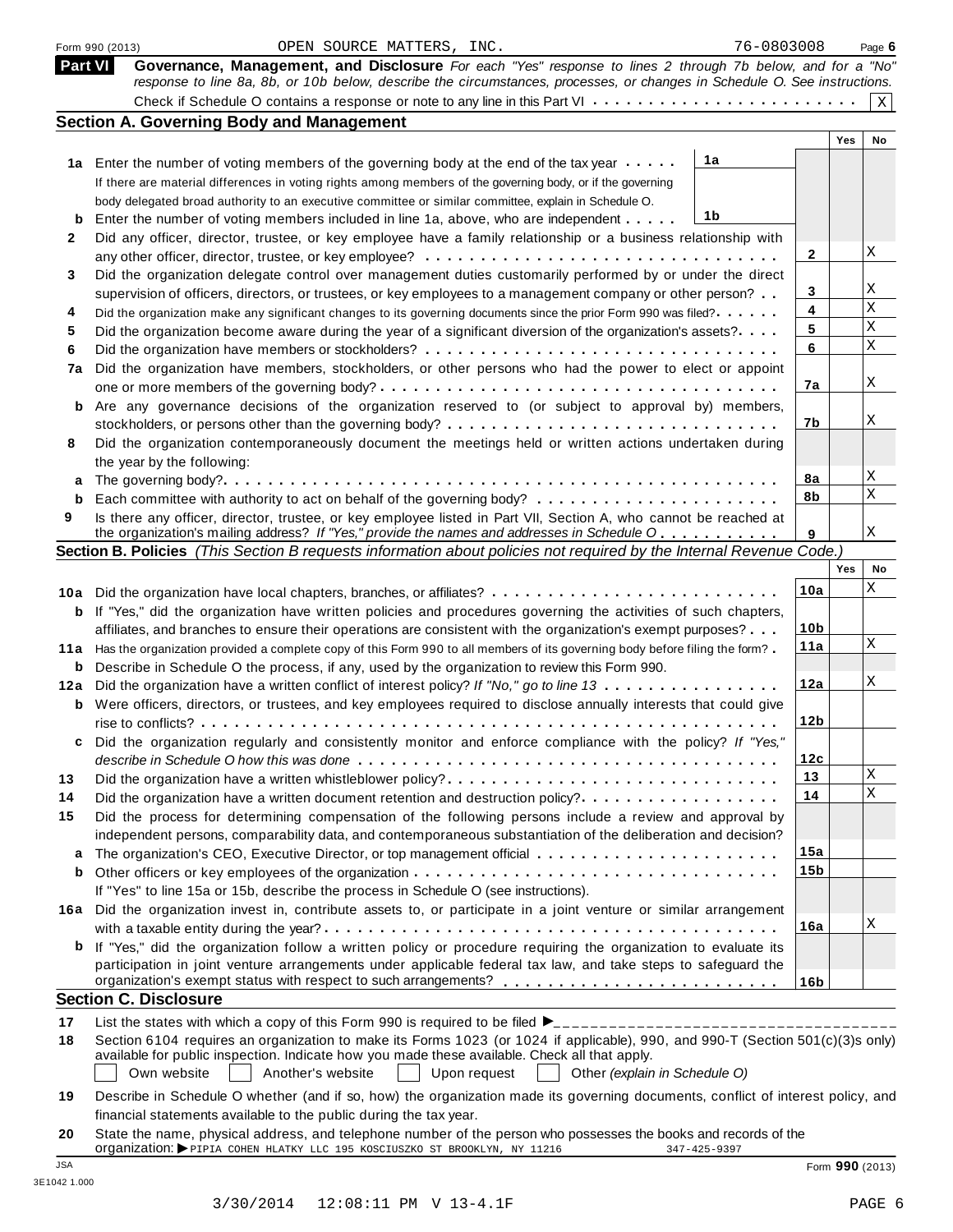Form 990 (2013) OPEN SOURCE MATTERS, INC. 76-0803008 Page 6

## Part VI Governance, Management, and Disclosure

*For each "Yes" response to lines 2 through 7b below, and for a "No" response to line 8a, 8b, or 10b below, describe the circumstances, processes, or changes in Schedule O. See instructions.*

Check if Schedule O contains a response or note to any line in this Part VI . . . . . . . . . . . . . . . . . . . . . . . X

### Section A. Governing Body and Management

| | | | Yes | No |
|---|---|---|---|---|
| **1a** | Enter the number of voting members of the governing body at the end of the tax year . . . . . **1a** | | | |
| | If there are material differences in voting rights among members of the governing body, or if the governing body delegated broad authority to an executive committee or similar committee, explain in Schedule O. | | | |
| **b** | Enter the number of voting members included in line 1a, above, who are independent . . . . . **1b** | | | |
| **2** | Did any officer, director, trustee, or key employee have a family relationship or a business relationship with any other officer, director, trustee, or key employee? | 2 | | X |
| **3** | Did the organization delegate control over management duties customarily performed by or under the direct supervision of officers, directors, or trustees, or key employees to a management company or other person? | 3 | | X |
| **4** | Did the organization make any significant changes to its governing documents since the prior Form 990 was filed? | 4 | | X |
| **5** | Did the organization become aware during the year of a significant diversion of the organization's assets? | 5 | | X |
| **6** | Did the organization have members or stockholders? | 6 | | X |
| **7a** | Did the organization have members, stockholders, or other persons who had the power to elect or appoint one or more members of the governing body? | 7a | | X |
| **b** | Are any governance decisions of the organization reserved to (or subject to approval by) members, stockholders, or persons other than the governing body? | 7b | | X |
| **8** | Did the organization contemporaneously document the meetings held or written actions undertaken during the year by the following: | | | |
| **a** | The governing body? | 8a | | X |
| **b** | Each committee with authority to act on behalf of the governing body? | 8b | | X |
| **9** | Is there any officer, director, trustee, or key employee listed in Part VII, Section A, who cannot be reached at the organization's mailing address? *If "Yes," provide the names and addresses in Schedule O* | 9 | | X |

### Section B. Policies *(This Section B requests information about policies not required by the Internal Revenue Code.)*

| | | | Yes | No |
|---|---|---|---|---|
| **10a** | Did the organization have local chapters, branches, or affiliates? | 10a | | X |
| **b** | If "Yes," did the organization have written policies and procedures governing the activities of such chapters, affiliates, and branches to ensure their operations are consistent with the organization's exempt purposes? | 10b | | |
| **11a** | Has the organization provided a complete copy of this Form 990 to all members of its governing body before filing the form? | 11a | | X |
| **b** | Describe in Schedule O the process, if any, used by the organization to review this Form 990. | | | |
| **12a** | Did the organization have a written conflict of interest policy? *If "No," go to line 13* | 12a | | X |
| **b** | Were officers, directors, or trustees, and key employees required to disclose annually interests that could give rise to conflicts? | 12b | | |
| **c** | Did the organization regularly and consistently monitor and enforce compliance with the policy? *If "Yes," describe in Schedule O how this was done* | 12c | | |
| **13** | Did the organization have a written whistleblower policy? | 13 | | X |
| **14** | Did the organization have a written document retention and destruction policy? | 14 | | X |
| **15** | Did the process for determining compensation of the following persons include a review and approval by independent persons, comparability data, and contemporaneous substantiation of the deliberation and decision? | | | |
| **a** | The organization's CEO, Executive Director, or top management official | 15a | | |
| **b** | Other officers or key employees of the organization | 15b | | |
| | If "Yes" to line 15a or 15b, describe the process in Schedule O (see instructions). | | | |
| **16a** | Did the organization invest in, contribute assets to, or participate in a joint venture or similar arrangement with a taxable entity during the year? | 16a | | X |
| **b** | If "Yes," did the organization follow a written policy or procedure requiring the organization to evaluate its participation in joint venture arrangements under applicable federal tax law, and take steps to safeguard the organization's exempt status with respect to such arrangements? | 16b | | |

### Section C. Disclosure

**17** List the states with which a copy of this Form 990 is required to be filed ►

**18** Section 6104 requires an organization to make its Forms 1023 (or 1024 if applicable), 990, and 990-T (Section 501(c)(3)s only) available for public inspection. Indicate how you made these available. Check all that apply.

☐ Own website ☐ Another's website ☐ Upon request ☐ Other *(explain in Schedule O)*

**19** Describe in Schedule O whether (and if so, how) the organization made its governing documents, conflict of interest policy, and financial statements available to the public during the tax year.

**20** State the name, physical address, and telephone number of the person who possesses the books and records of the organization: ► PIPIA COHEN HLATKY LLC 195 KOSCIUSZKO ST BROOKLYN, NY 11216 347-425-9397

Form 990 (2013)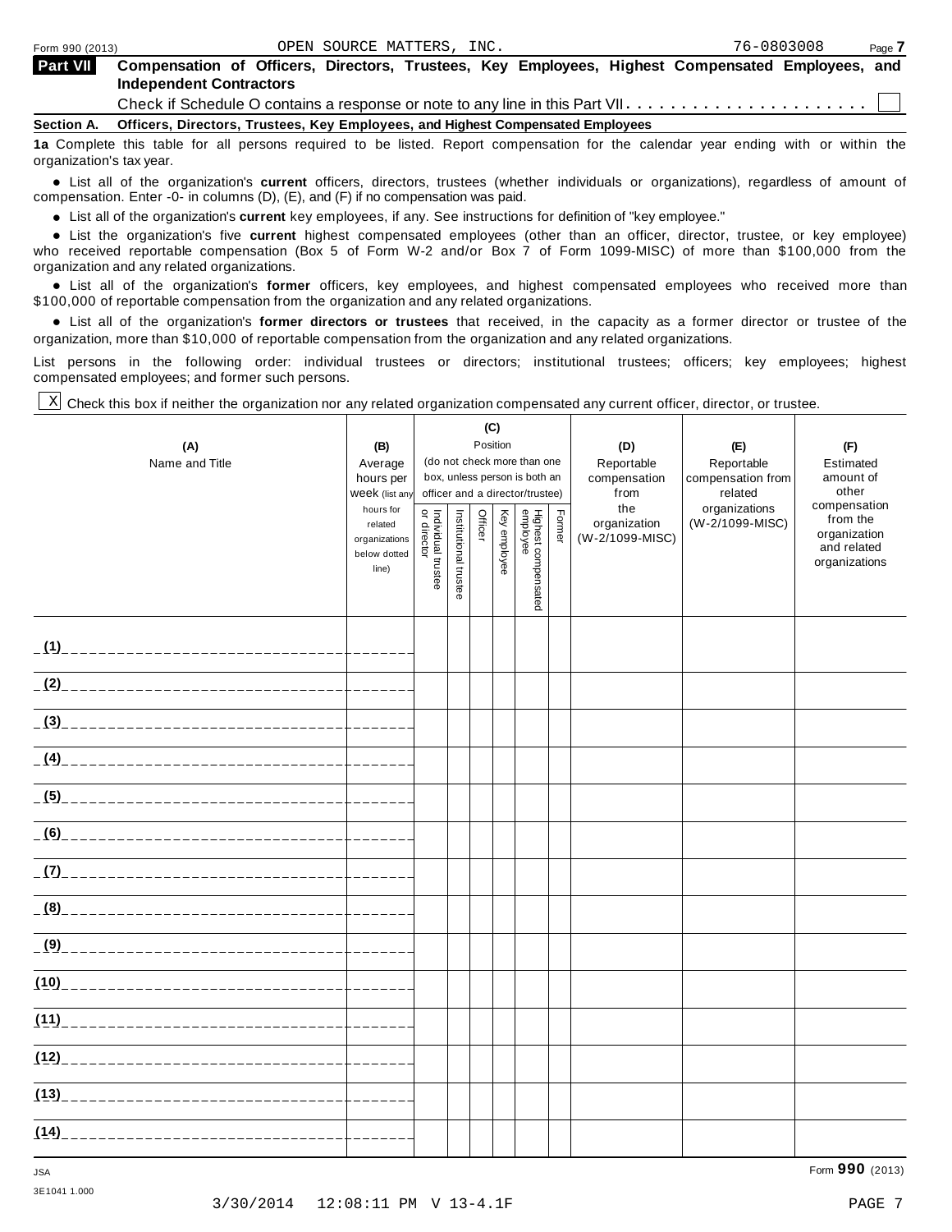Form 990 (2013) OPEN SOURCE MATTERS, INC. 76-0803008 Page **7**

## Part VII Compensation of Officers, Directors, Trustees, Key Employees, Highest Compensated Employees, and Independent Contractors

Check if Schedule O contains a response or note to any line in this Part VII . . . . . . . . . . . . . . . . . . . . . . ☐

### Section A. Officers, Directors, Trustees, Key Employees, and Highest Compensated Employees

**1a** Complete this table for all persons required to be listed. Report compensation for the calendar year ending with or within the organization's tax year.

- List all of the organization's **current** officers, directors, trustees (whether individuals or organizations), regardless of amount of compensation. Enter -0- in columns (D), (E), and (F) if no compensation was paid.
- List all of the organization's **current** key employees, if any. See instructions for definition of "key employee."
- List the organization's five **current** highest compensated employees (other than an officer, director, trustee, or key employee) who received reportable compensation (Box 5 of Form W-2 and/or Box 7 of Form 1099-MISC) of more than $100,000 from the organization and any related organizations.
- List all of the organization's **former** officers, key employees, and highest compensated employees who received more than $100,000 of reportable compensation from the organization and any related organizations.
- List all of the organization's **former directors or trustees** that received, in the capacity as a former director or trustee of the organization, more than $10,000 of reportable compensation from the organization and any related organizations.

List persons in the following order: individual trustees or directors; institutional trustees; officers; key employees; highest compensated employees; and former such persons.

☒ Check this box if neither the organization nor any related organization compensated any current officer, director, or trustee.

| (A) Name and Title | (B) Average hours per week (list any hours for related organizations below dotted line) | (C) Position (do not check more than one box, unless person is both an officer and a director/trustee) Individual trustee or director | Institutional trustee | Officer | Key employee | Highest compensated employee | Former | (D) Reportable compensation from the organization (W-2/1099-MISC) | (E) Reportable compensation from related organizations (W-2/1099-MISC) | (F) Estimated amount of other compensation from the organization and related organizations |
|---|---|---|---|---|---|---|---|---|---|---|
| (1) | | | | | | | | | | |
| (2) | | | | | | | | | | |
| (3) | | | | | | | | | | |
| (4) | | | | | | | | | | |
| (5) | | | | | | | | | | |
| (6) | | | | | | | | | | |
| (7) | | | | | | | | | | |
| (8) | | | | | | | | | | |
| (9) | | | | | | | | | | |
| (10) | | | | | | | | | | |
| (11) | | | | | | | | | | |
| (12) | | | | | | | | | | |
| (13) | | | | | | | | | | |
| (14) | | | | | | | | | | |

JSA
3E1041 1.000

Form **990** (2013)

3/30/2014 12:08:11 PM V 13-4.1F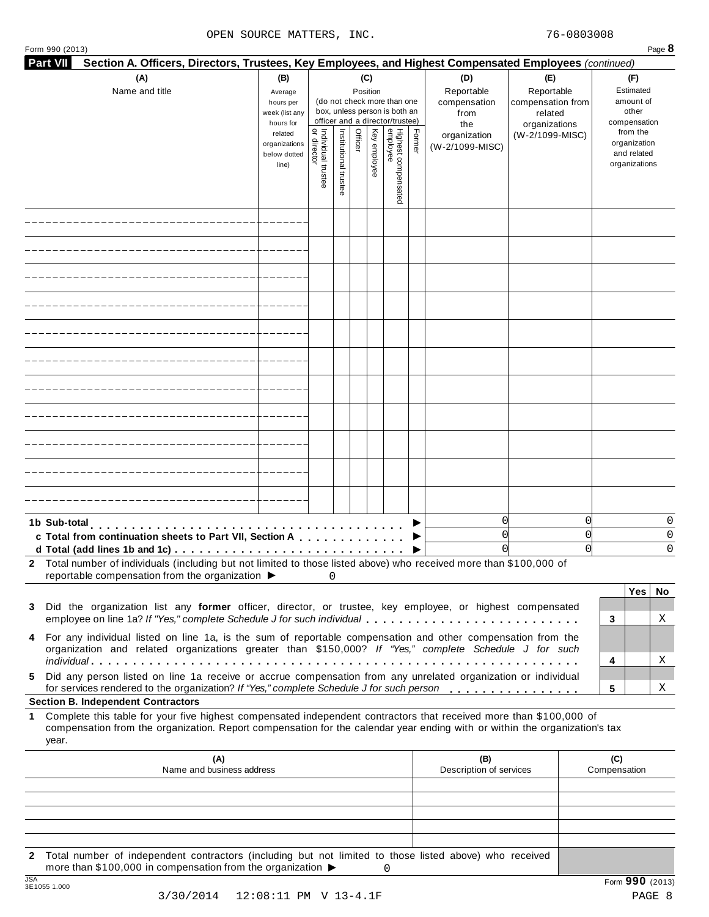OPEN SOURCE MATTERS, INC. 76-0803008

Form 990 (2013) Page **8**

## Part VII Section A. Officers, Directors, Trustees, Key Employees, and Highest Compensated Employees *(continued)*

| (A) Name and title | (B) Average hours per week (list any hours for related organizations below dotted line) | (C) Position (do not check more than one box, unless person is both an officer and a director/trustee): Individual trustee or director | Institutional trustee | Officer | Key employee | Highest compensated employee | Former | (D) Reportable compensation from the organization (W-2/1099-MISC) | (E) Reportable compensation from related organizations (W-2/1099-MISC) | (F) Estimated amount of other compensation from the organization and related organizations |
|---|---|---|---|---|---|---|---|---|---|---|
| | | | | | | | | | | |
| | | | | | | | | | | |
| | | | | | | | | | | |
| | | | | | | | | | | |
| | | | | | | | | | | |
| | | | | | | | | | | |
| | | | | | | | | | | |
| | | | | | | | | | | |
| | | | | | | | | | | |
| | | | | | | | | | | |
| | | | | | | | | | | |
| **1b Sub-total** ▶ | | | | | | | | 0 | 0 | 0 |
| **c Total from continuation sheets to Part VII, Section A** ▶ | | | | | | | | 0 | 0 | 0 |
| **d Total (add lines 1b and 1c)** ▶ | | | | | | | | 0 | 0 | 0 |

**2** Total number of individuals (including but not limited to those listed above) who received more than $100,000 of reportable compensation from the organization ▶ 0

| | | Yes | No |
|---|---|---|---|
| **3** Did the organization list any **former** officer, director, or trustee, key employee, or highest compensated employee on line 1a? *If "Yes," complete Schedule J for such individual* | 3 | | X |
| **4** For any individual listed on line 1a, is the sum of reportable compensation and other compensation from the organization and related organizations greater than $150,000? *If "Yes," complete Schedule J for such individual* | 4 | | X |
| **5** Did any person listed on line 1a receive or accrue compensation from any unrelated organization or individual for services rendered to the organization? *If "Yes," complete Schedule J for such person* | 5 | | X |

### Section B. Independent Contractors

**1** Complete this table for your five highest compensated independent contractors that received more than $100,000 of compensation from the organization. Report compensation for the calendar year ending with or within the organization's tax year.

| (A) Name and business address | (B) Description of services | (C) Compensation |
|---|---|---|
| | | |
| | | |
| | | |
| | | |
| | | |

**2** Total number of independent contractors (including but not limited to those listed above) who received more than $100,000 in compensation from the organization ▶ 0

JSA 3E1055 1.000

Form **990** (2013)

3/30/2014 12:08:11 PM V 13-4.1F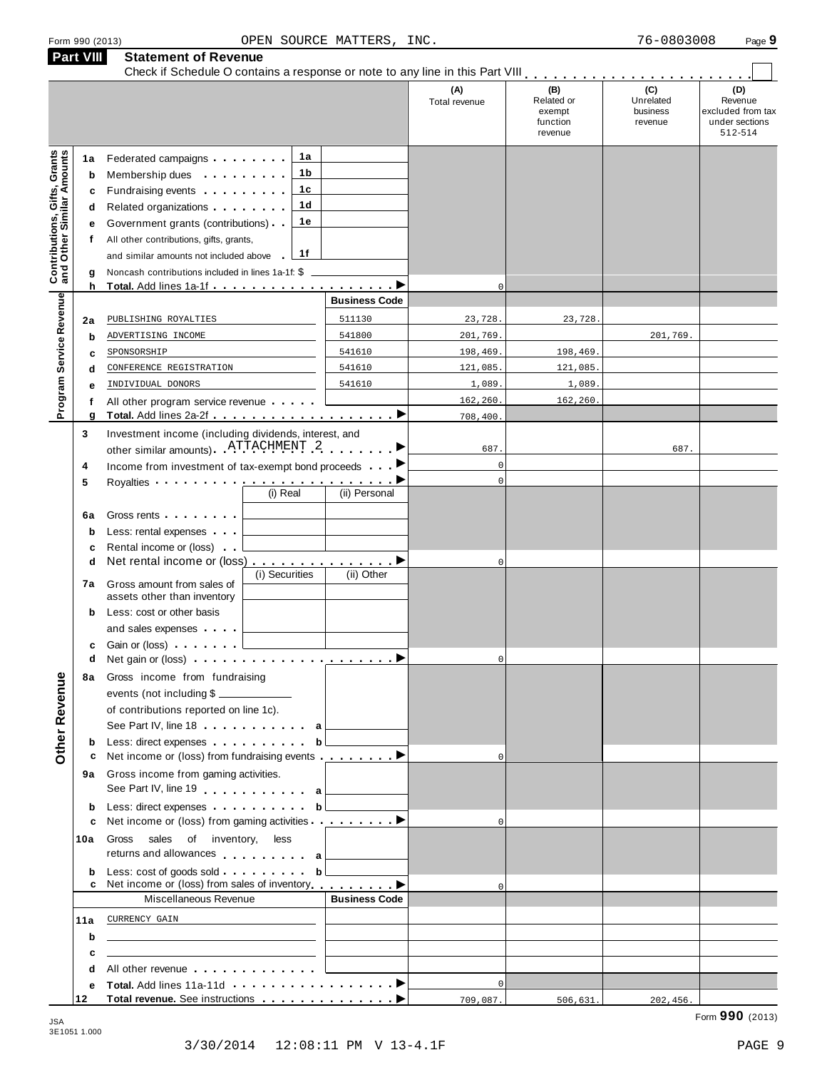Form 990 (2013) OPEN SOURCE MATTERS, INC. 76-0803008

## Part VIII Statement of Revenue

Check if Schedule O contains a response or note to any line in this Part VIII . . . . . . . . . . . . . . . . . . . . . ☐

| | | | | (A) Total revenue | (B) Related or exempt function revenue | (C) Unrelated business revenue | (D) Revenue excluded from tax under sections 512-514 |
|---|---|---|---|---|---|---|---|
| **Contributions, Gifts, Grants and Other Similar Amounts** | 1a | Federated campaigns | 1a | | | | |
| | b | Membership dues | 1b | | | | |
| | c | Fundraising events | 1c | | | | |
| | d | Related organizations | 1d | | | | |
| | e | Government grants (contributions) | 1e | | | | |
| | f | All other contributions, gifts, grants, and similar amounts not included above | 1f | | | | |
| | g | Noncash contributions included in lines 1a-1f: $ | | | | | |
| | h | **Total.** Add lines 1a-1f | | 0 | | | |
| **Program Service Revenue** | | | **Business Code** | | | | |
| | 2a | PUBLISHING ROYALTIES | 511130 | 23,728. | 23,728. | | |
| | b | ADVERTISING INCOME | 541800 | 201,769. | | 201,769. | |
| | c | SPONSORSHIP | 541610 | 198,469. | 198,469. | | |
| | d | CONFERENCE REGISTRATION | 541610 | 121,085. | 121,085. | | |
| | e | INDIVIDUAL DONORS | 541610 | 1,089. | 1,089. | | |
| | f | All other program service revenue | | 162,260. | 162,260. | | |
| | g | **Total.** Add lines 2a-2f | | 708,400. | | | |
| **Other Revenue** | 3 | Investment income (including dividends, interest, and other similar amounts) ATTACHMENT 2 | | 687. | | 687. | |
| | 4 | Income from investment of tax-exempt bond proceeds | | 0 | | | |
| | 5 | Royalties | | 0 | | | |
| | | | (i) Real / (ii) Personal | | | | |
| | 6a | Gross rents | | | | | |
| | b | Less: rental expenses | | | | | |
| | c | Rental income or (loss) | | | | | |
| | d | Net rental income or (loss) | | 0 | | | |
| | | | (i) Securities / (ii) Other | | | | |
| | 7a | Gross amount from sales of assets other than inventory | | | | | |
| | b | Less: cost or other basis and sales expenses | | | | | |
| | c | Gain or (loss) | | | | | |
| | d | Net gain or (loss) | | 0 | | | |
| | 8a | Gross income from fundraising events (not including $ ______ of contributions reported on line 1c). See Part IV, line 18 | a | | | | |
| | b | Less: direct expenses | b | | | | |
| | c | Net income or (loss) from fundraising events | | 0 | | | |
| | 9a | Gross income from gaming activities. See Part IV, line 19 | a | | | | |
| | b | Less: direct expenses | b | | | | |
| | c | Net income or (loss) from gaming activities | | 0 | | | |
| | 10a | Gross sales of inventory, less returns and allowances | a | | | | |
| | b | Less: cost of goods sold | b | | | | |
| | c | Net income or (loss) from sales of inventory | | 0 | | | |
| | | Miscellaneous Revenue | **Business Code** | | | | |
| | 11a | CURRENCY GAIN | | | | | |
| | b | | | | | | |
| | c | | | | | | |
| | d | All other revenue | | | | | |
| | e | **Total.** Add lines 11a-11d | | 0 | | | |
| | 12 | **Total revenue.** See instructions | | 709,087. | 506,631. | 202,456. | |

JSA 3E1051 1.000

Form **990** (2013)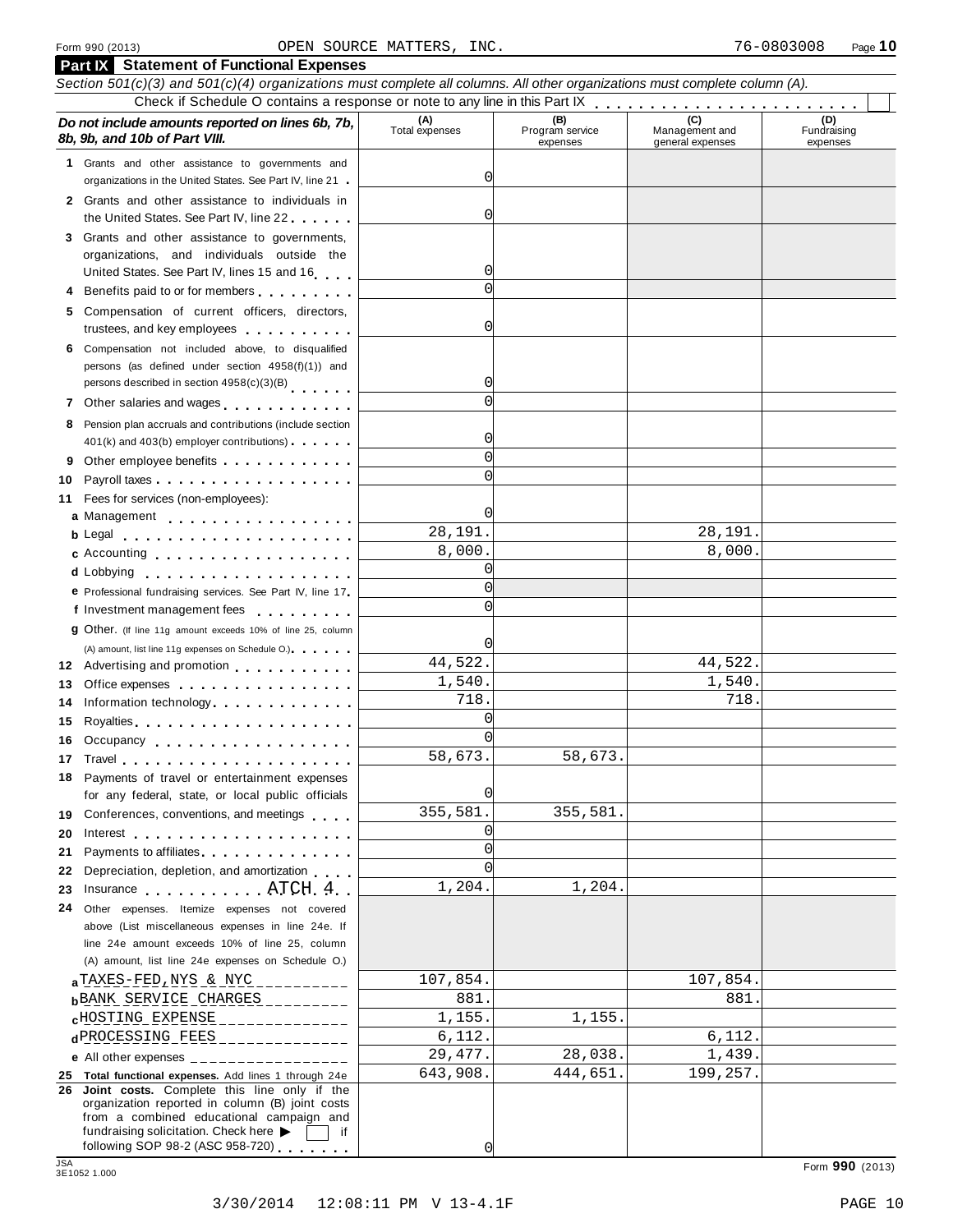Form 990 (2013) OPEN SOURCE MATTERS, INC. 76-0803008

## Part IX Statement of Functional Expenses

*Section 501(c)(3) and 501(c)(4) organizations must complete all columns. All other organizations must complete column (A).*

Check if Schedule O contains a response or note to any line in this Part IX

| *Do not include amounts reported on lines 6b, 7b, 8b, 9b, and 10b of Part VIII.* | (A) Total expenses | (B) Program service expenses | (C) Management and general expenses | (D) Fundraising expenses |
|---|---|---|---|---|
| 1 Grants and other assistance to governments and organizations in the United States. See Part IV, line 21 | 0 | | | |
| 2 Grants and other assistance to individuals in the United States. See Part IV, line 22 | 0 | | | |
| 3 Grants and other assistance to governments, organizations, and individuals outside the United States. See Part IV, lines 15 and 16 | 0 | | | |
| 4 Benefits paid to or for members | 0 | | | |
| 5 Compensation of current officers, directors, trustees, and key employees | 0 | | | |
| 6 Compensation not included above, to disqualified persons (as defined under section 4958(f)(1)) and persons described in section 4958(c)(3)(B) | 0 | | | |
| 7 Other salaries and wages | 0 | | | |
| 8 Pension plan accruals and contributions (include section 401(k) and 403(b) employer contributions) | 0 | | | |
| 9 Other employee benefits | 0 | | | |
| 10 Payroll taxes | 0 | | | |
| 11 Fees for services (non-employees): | | | | |
| a Management | 0 | | | |
| b Legal | 28,191. | | 28,191. | |
| c Accounting | 8,000. | | 8,000. | |
| d Lobbying | 0 | | | |
| e Professional fundraising services. See Part IV, line 17 | 0 | | | |
| f Investment management fees | 0 | | | |
| g Other. (If line 11g amount exceeds 10% of line 25, column (A) amount, list line 11g expenses on Schedule O.) | 0 | | | |
| 12 Advertising and promotion | 44,522. | | 44,522. | |
| 13 Office expenses | 1,540. | | 1,540. | |
| 14 Information technology | 718. | | 718. | |
| 15 Royalties | 0 | | | |
| 16 Occupancy | 0 | | | |
| 17 Travel | 58,673. | 58,673. | | |
| 18 Payments of travel or entertainment expenses for any federal, state, or local public officials | 0 | | | |
| 19 Conferences, conventions, and meetings | 355,581. | 355,581. | | |
| 20 Interest | 0 | | | |
| 21 Payments to affiliates | 0 | | | |
| 22 Depreciation, depletion, and amortization | 0 | | | |
| 23 Insurance ATCH 4 | 1,204. | 1,204. | | |
| 24 Other expenses. Itemize expenses not covered above (List miscellaneous expenses in line 24e. If line 24e amount exceeds 10% of line 25, column (A) amount, list line 24e expenses on Schedule O.) | | | | |
| a TAXES-FED,NYS & NYC | 107,854. | | 107,854. | |
| b BANK SERVICE CHARGES | 881. | | 881. | |
| c HOSTING EXPENSE | 1,155. | 1,155. | | |
| d PROCESSING FEES | 6,112. | | 6,112. | |
| e All other expenses | 29,477. | 28,038. | 1,439. | |
| 25 **Total functional expenses.** Add lines 1 through 24e | 643,908. | 444,651. | 199,257. | |
| 26 **Joint costs.** Complete this line only if the organization reported in column (B) joint costs from a combined educational campaign and fundraising solicitation. Check here ▶ ☐ if following SOP 98-2 (ASC 958-720) | 0 | | | |

Form 990 (2013)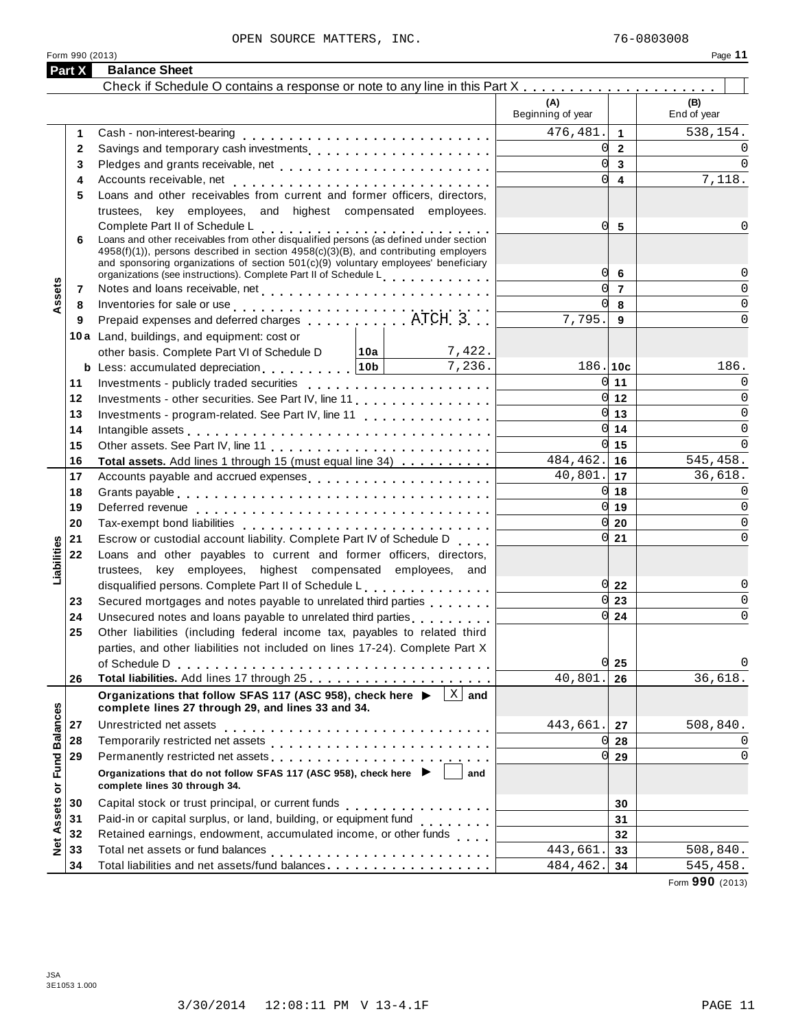OPEN SOURCE MATTERS, INC. 76-0803008

Form 990 (2013)

## Part X Balance Sheet

Check if Schedule O contains a response or note to any line in this Part X . . . . . . . . . . . . . . . . . . . . ☐

| | | | (A) Beginning of year | | (B) End of year |
|---|---|---|---|---|---|
| **Assets** | 1 | Cash - non-interest-bearing | 476,481. | 1 | 538,154. |
| | 2 | Savings and temporary cash investments | 0 | 2 | 0 |
| | 3 | Pledges and grants receivable, net | 0 | 3 | 0 |
| | 4 | Accounts receivable, net | 0 | 4 | 7,118. |
| | 5 | Loans and other receivables from current and former officers, directors, trustees, key employees, and highest compensated employees. Complete Part II of Schedule L | 0 | 5 | 0 |
| | 6 | Loans and other receivables from other disqualified persons (as defined under section 4958(f)(1)), persons described in section 4958(c)(3)(B), and contributing employers and sponsoring organizations of section 501(c)(9) voluntary employees' beneficiary organizations (see instructions). Complete Part II of Schedule L | 0 | 6 | 0 |
| | 7 | Notes and loans receivable, net | 0 | 7 | 0 |
| | 8 | Inventories for sale or use | 0 | 8 | 0 |
| | 9 | Prepaid expenses and deferred charges ATCH 3 | 7,795. | 9 | 0 |
| | 10a | Land, buildings, and equipment: cost or other basis. Complete Part VI of Schedule D — 10a: 7,422. | | | |
| | b | Less: accumulated depreciation — 10b: 7,236. | 186. | 10c | 186. |
| | 11 | Investments - publicly traded securities | 0 | 11 | 0 |
| | 12 | Investments - other securities. See Part IV, line 11 | 0 | 12 | 0 |
| | 13 | Investments - program-related. See Part IV, line 11 | 0 | 13 | 0 |
| | 14 | Intangible assets | 0 | 14 | 0 |
| | 15 | Other assets. See Part IV, line 11 | 0 | 15 | 0 |
| | 16 | **Total assets.** Add lines 1 through 15 (must equal line 34) | 484,462. | 16 | 545,458. |
| **Liabilities** | 17 | Accounts payable and accrued expenses | 40,801. | 17 | 36,618. |
| | 18 | Grants payable | 0 | 18 | 0 |
| | 19 | Deferred revenue | 0 | 19 | 0 |
| | 20 | Tax-exempt bond liabilities | 0 | 20 | 0 |
| | 21 | Escrow or custodial account liability. Complete Part IV of Schedule D | 0 | 21 | 0 |
| | 22 | Loans and other payables to current and former officers, directors, trustees, key employees, highest compensated employees, and disqualified persons. Complete Part II of Schedule L | 0 | 22 | 0 |
| | 23 | Secured mortgages and notes payable to unrelated third parties | 0 | 23 | 0 |
| | 24 | Unsecured notes and loans payable to unrelated third parties | 0 | 24 | 0 |
| | 25 | Other liabilities (including federal income tax, payables to related third parties, and other liabilities not included on lines 17-24). Complete Part X of Schedule D | 0 | 25 | 0 |
| | 26 | **Total liabilities.** Add lines 17 through 25 | 40,801. | 26 | 36,618. |
| **Net Assets or Fund Balances** | | **Organizations that follow SFAS 117 (ASC 958), check here ▶ [X] and complete lines 27 through 29, and lines 33 and 34.** | | | |
| | 27 | Unrestricted net assets | 443,661. | 27 | 508,840. |
| | 28 | Temporarily restricted net assets | 0 | 28 | 0 |
| | 29 | Permanently restricted net assets | 0 | 29 | 0 |
| | | **Organizations that do not follow SFAS 117 (ASC 958), check here ▶ [ ] and complete lines 30 through 34.** | | | |
| | 30 | Capital stock or trust principal, or current funds | | 30 | |
| | 31 | Paid-in or capital surplus, or land, building, or equipment fund | | 31 | |
| | 32 | Retained earnings, endowment, accumulated income, or other funds | | 32 | |
| | 33 | Total net assets or fund balances | 443,661. | 33 | 508,840. |
| | 34 | Total liabilities and net assets/fund balances | 484,462. | 34 | 545,458. |

Form **990** (2013)

JSA
3E1053 1.000

3/30/2014 12:08:11 PM V 13-4.1F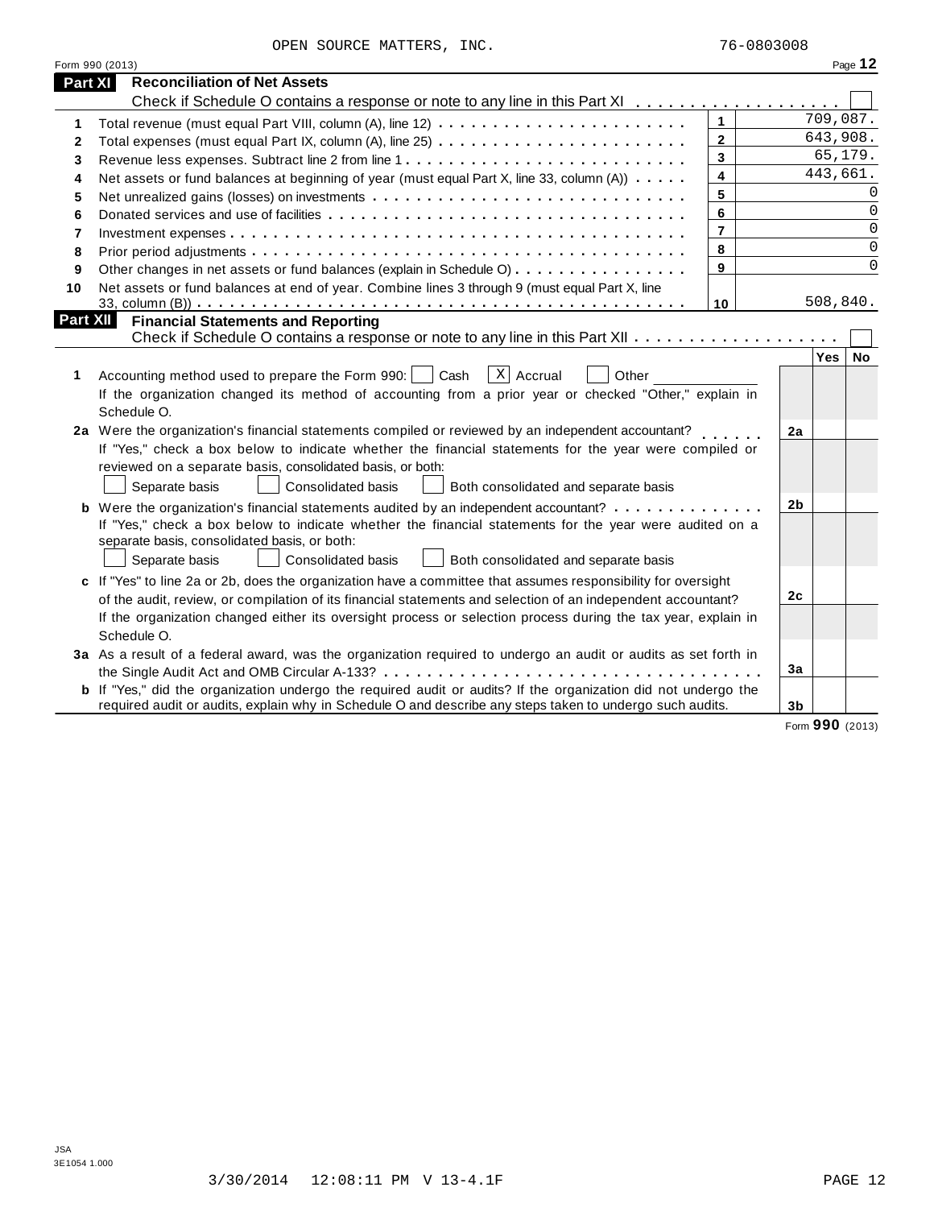OPEN SOURCE MATTERS, INC. 76-0803008

Form 990 (2013)

## Part XI Reconciliation of Net Assets

Check if Schedule O contains a response or note to any line in this Part XI . . . . . . . . . . . . . . . . . . . ☐

| | | | |
|---|---|---|---|
| 1 | Total revenue (must equal Part VIII, column (A), line 12) | 1 | 709,087. |
| 2 | Total expenses (must equal Part IX, column (A), line 25) | 2 | 643,908. |
| 3 | Revenue less expenses. Subtract line 2 from line 1 | 3 | 65,179. |
| 4 | Net assets or fund balances at beginning of year (must equal Part X, line 33, column (A)) | 4 | 443,661. |
| 5 | Net unrealized gains (losses) on investments | 5 | 0 |
| 6 | Donated services and use of facilities | 6 | 0 |
| 7 | Investment expenses | 7 | 0 |
| 8 | Prior period adjustments | 8 | 0 |
| 9 | Other changes in net assets or fund balances (explain in Schedule O) | 9 | 0 |
| 10 | Net assets or fund balances at end of year. Combine lines 3 through 9 (must equal Part X, line 33, column (B)) | 10 | 508,840. |

## Part XII Financial Statements and Reporting

Check if Schedule O contains a response or note to any line in this Part XII . . . . . . . . . . . . . . . . . . . ☐

| | | | Yes | No |
|---|---|---|---|---|
| 1 | Accounting method used to prepare the Form 990: ☐ Cash ☒ Accrual ☐ Other ______ <br> If the organization changed its method of accounting from a prior year or checked "Other," explain in Schedule O. | | | |
| 2a | Were the organization's financial statements compiled or reviewed by an independent accountant? <br> If "Yes," check a box below to indicate whether the financial statements for the year were compiled or reviewed on a separate basis, consolidated basis, or both: <br> ☐ Separate basis ☐ Consolidated basis ☐ Both consolidated and separate basis | 2a | | |
| b | Were the organization's financial statements audited by an independent accountant? <br> If "Yes," check a box below to indicate whether the financial statements for the year were audited on a separate basis, consolidated basis, or both: <br> ☐ Separate basis ☐ Consolidated basis ☐ Both consolidated and separate basis | 2b | | |
| c | If "Yes" to line 2a or 2b, does the organization have a committee that assumes responsibility for oversight of the audit, review, or compilation of its financial statements and selection of an independent accountant? <br> If the organization changed either its oversight process or selection process during the tax year, explain in Schedule O. | 2c | | |
| 3a | As a result of a federal award, was the organization required to undergo an audit or audits as set forth in the Single Audit Act and OMB Circular A-133? | 3a | | |
| b | If "Yes," did the organization undergo the required audit or audits? If the organization did not undergo the required audit or audits, explain why in Schedule O and describe any steps taken to undergo such audits. | 3b | | |

Form **990** (2013)

JSA
3E1054 1.000

3/30/2014 12:08:11 PM V 13-4.1F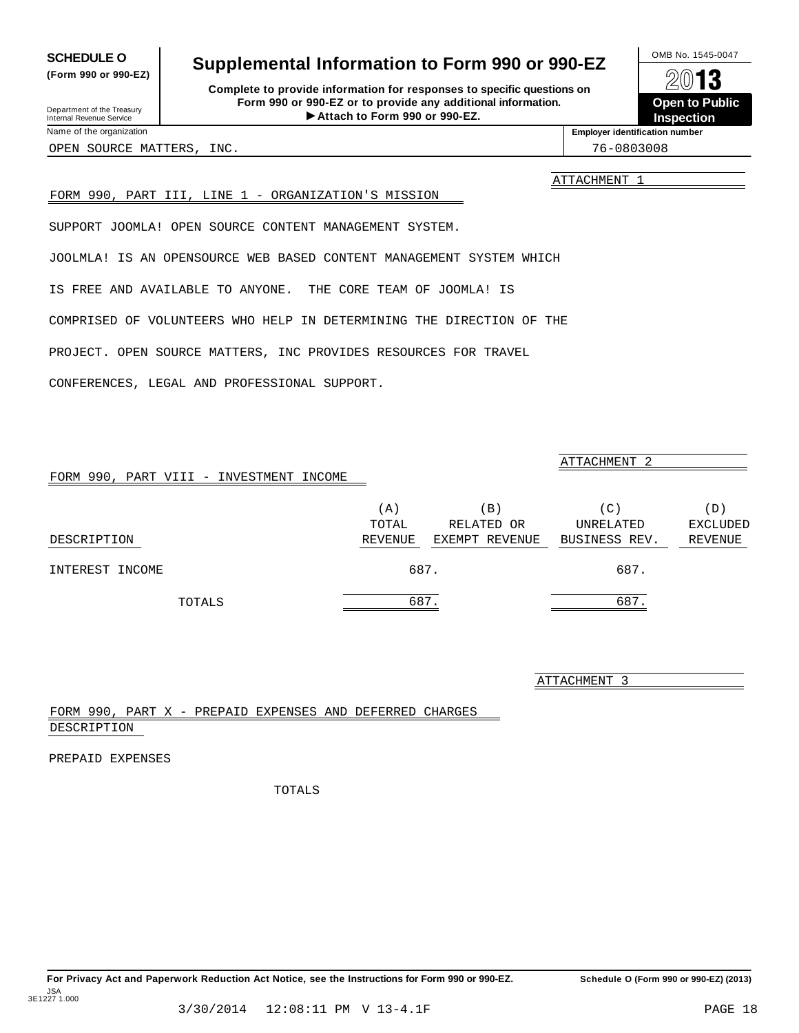**SCHEDULE O** **(Form 990 or 990-EZ)**

Department of the Treasury
Internal Revenue Service

# Supplemental Information to Form 990 or 990-EZ

**Complete to provide information for responses to specific questions on Form 990 or 990-EZ or to provide any additional information.**
**▶ Attach to Form 990 or 990-EZ.**

OMB No. 1545-0047
**2013**
**Open to Public Inspection**

| Name of the organization | Employer identification number |
|---|---|
| OPEN SOURCE MATTERS, INC. | 76-0803008 |

ATTACHMENT 1

FORM 990, PART III, LINE 1 - ORGANIZATION'S MISSION

SUPPORT JOOMLA! OPEN SOURCE CONTENT MANAGEMENT SYSTEM.

JOOLMLA! IS AN OPENSOURCE WEB BASED CONTENT MANAGEMENT SYSTEM WHICH IS FREE AND AVAILABLE TO ANYONE. THE CORE TEAM OF JOOMLA! IS COMPRISED OF VOLUNTEERS WHO HELP IN DETERMINING THE DIRECTION OF THE PROJECT. OPEN SOURCE MATTERS, INC PROVIDES RESOURCES FOR TRAVEL CONFERENCES, LEGAL AND PROFESSIONAL SUPPORT.

ATTACHMENT 2

FORM 990, PART VIII - INVESTMENT INCOME

| DESCRIPTION | (A) TOTAL REVENUE | (B) RELATED OR EXEMPT REVENUE | (C) UNRELATED BUSINESS REV. | (D) EXCLUDED REVENUE |
|---|---|---|---|---|
| INTEREST INCOME | 687. | | 687. | |
| TOTALS | 687. | | 687. | |

ATTACHMENT 3

FORM 990, PART X - PREPAID EXPENSES AND DEFERRED CHARGES

DESCRIPTION

PREPAID EXPENSES

TOTALS

**For Privacy Act and Paperwork Reduction Act Notice, see the Instructions for Form 990 or 990-EZ.** **Schedule O (Form 990 or 990-EZ) (2013)**

JSA 3E1227 1.000

3/30/2014 12:08:11 PM V 13-4.1F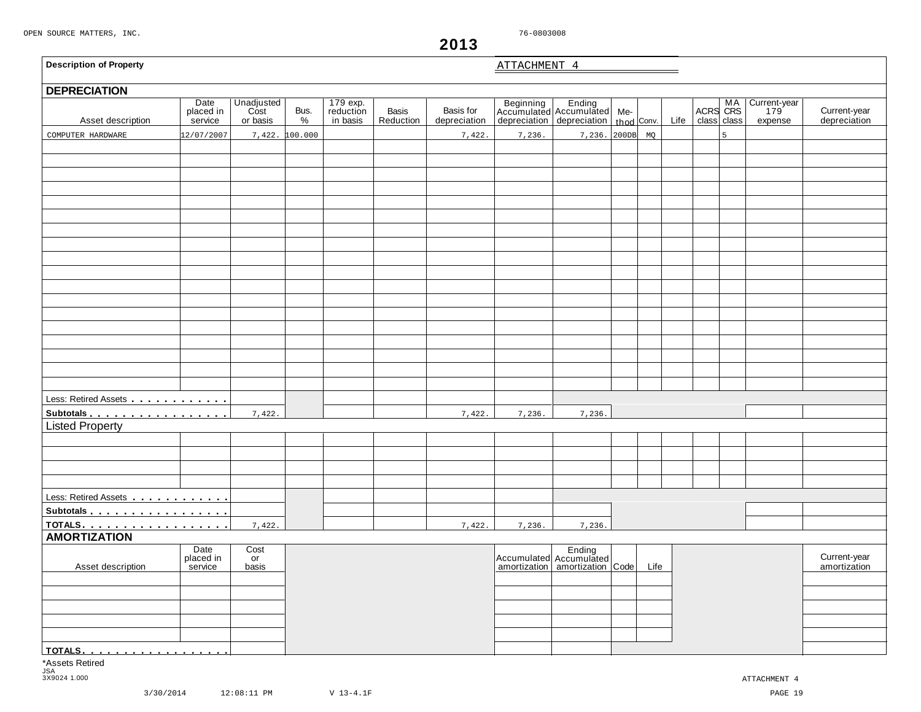OPEN SOURCE MATTERS, INC. 76-0803008

# 2013

**Description of Property** ATTACHMENT 4

## DEPRECIATION

| Asset description | Date placed in service | Unadjusted Cost or basis | Bus. % | 179 exp. reduction in basis | Basis Reduction | Basis for depreciation | Beginning Accumulated depreciation | Ending Accumulated depreciation | Method | Conv. | Life | ACRS class | MACRS class | Current-year 179 expense | Current-year depreciation |
|---|---|---|---|---|---|---|---|---|---|---|---|---|---|---|---|
| COMPUTER HARDWARE | 12/07/2007 | 7,422. | 100.000 | | | 7,422. | 7,236. | 7,236. | 200DB | MQ | | | 5 | | |
| Less: Retired Assets | | | | | | | | | | | | | | | |
| **Subtotals** | | 7,422. | | | | 7,422. | 7,236. | 7,236. | | | | | | | |
| **Listed Property** | | | | | | | | | | | | | | | |
| Less: Retired Assets | | | | | | | | | | | | | | | |
| **Subtotals** | | | | | | | | | | | | | | | |
| **TOTALS** | | 7,422. | | | | 7,422. | 7,236. | 7,236. | | | | | | | |

## AMORTIZATION

| Asset description | Date placed in service | Cost or basis | Accumulated amortization | Ending Accumulated amortization | Code | Life | Current-year amortization |
|---|---|---|---|---|---|---|---|
| **TOTALS** | | | | | | | |

*Assets Retired

JSA
3X9024 1.000

ATTACHMENT 4

3/30/2014 12:08:11 PM V 13-4.1F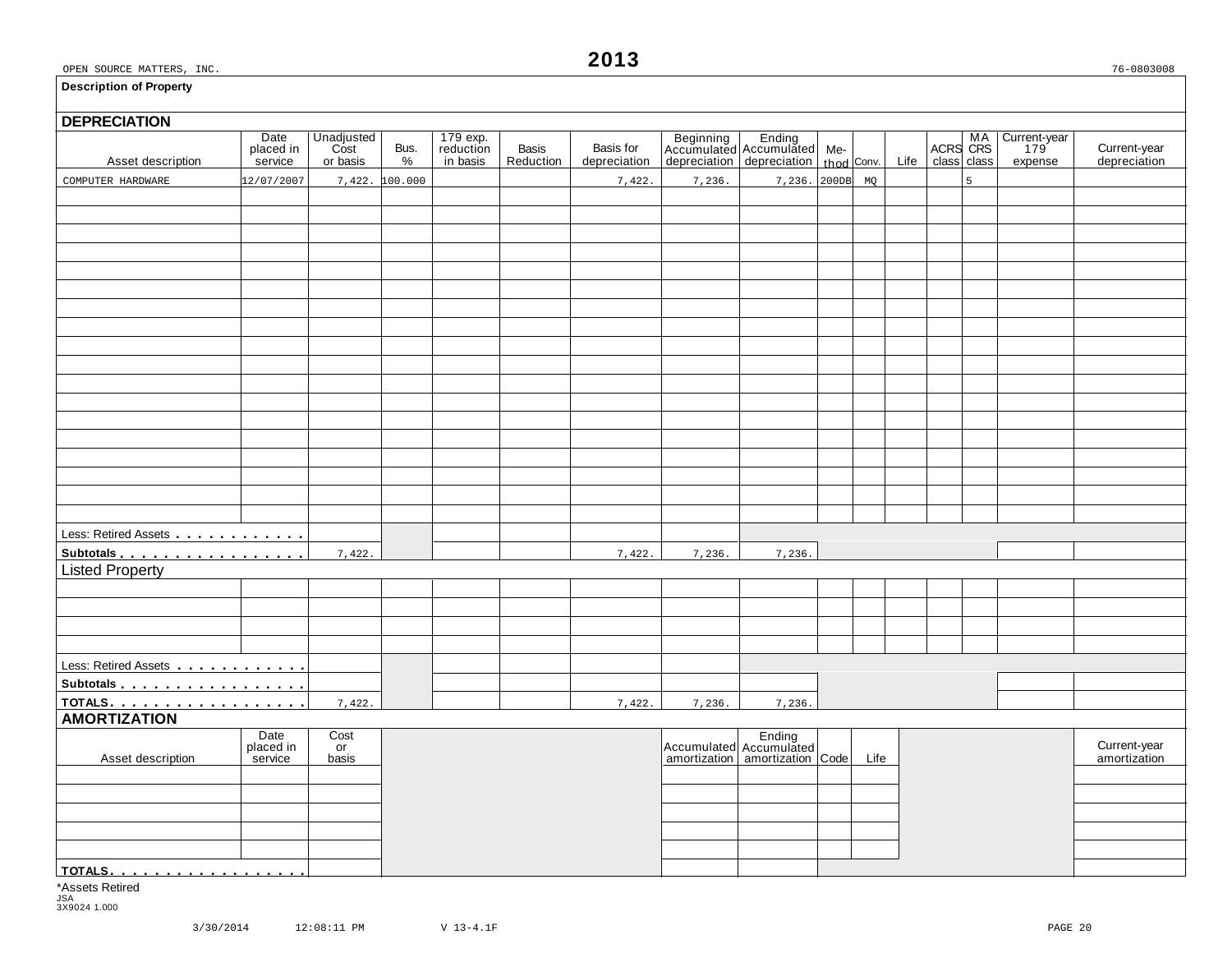OPEN SOURCE MATTERS, INC.

# 2013

76-0803008

**Description of Property**

## DEPRECIATION

| Asset description | Date placed in service | Unadjusted Cost or basis | Bus. % | 179 exp. reduction in basis | Basis Reduction | Basis for depreciation | Beginning Accumulated depreciation | Ending Accumulated depreciation | Method | Conv. | Life | ACRS class | MACRS class | Current-year 179 expense | Current-year depreciation |
|---|---|---|---|---|---|---|---|---|---|---|---|---|---|---|---|
| COMPUTER HARDWARE | 12/07/2007 | 7,422. | 100.000 | | | 7,422. | 7,236. | 7,236. | 200DB | MQ | | | 5 | | |
| Less: Retired Assets | | | | | | | | | | | | | | | |
| **Subtotals** | | 7,422. | | | | 7,422. | 7,236. | 7,236. | | | | | | | |

### Listed Property

| Asset description | Date placed in service | Unadjusted Cost or basis | Bus. % | 179 exp. reduction in basis | Basis Reduction | Basis for depreciation | Beginning Accumulated depreciation | Ending Accumulated depreciation | Method | Conv. | Life | ACRS class | MACRS class | Current-year 179 expense | Current-year depreciation |
|---|---|---|---|---|---|---|---|---|---|---|---|---|---|---|---|
| Less: Retired Assets | | | | | | | | | | | | | | | |
| **Subtotals** | | | | | | | | | | | | | | | |
| **TOTALS** | | 7,422. | | | | 7,422. | 7,236. | 7,236. | | | | | | | |

## AMORTIZATION

| Asset description | Date placed in service | Cost or basis | Accumulated amortization | Ending Accumulated amortization | Code | Life | Current-year amortization |
|---|---|---|---|---|---|---|---|
| **TOTALS** | | | | | | | |

*Assets Retired

JSA
3X9024 1.000

3/30/2014 12:08:11 PM V 13-4.1F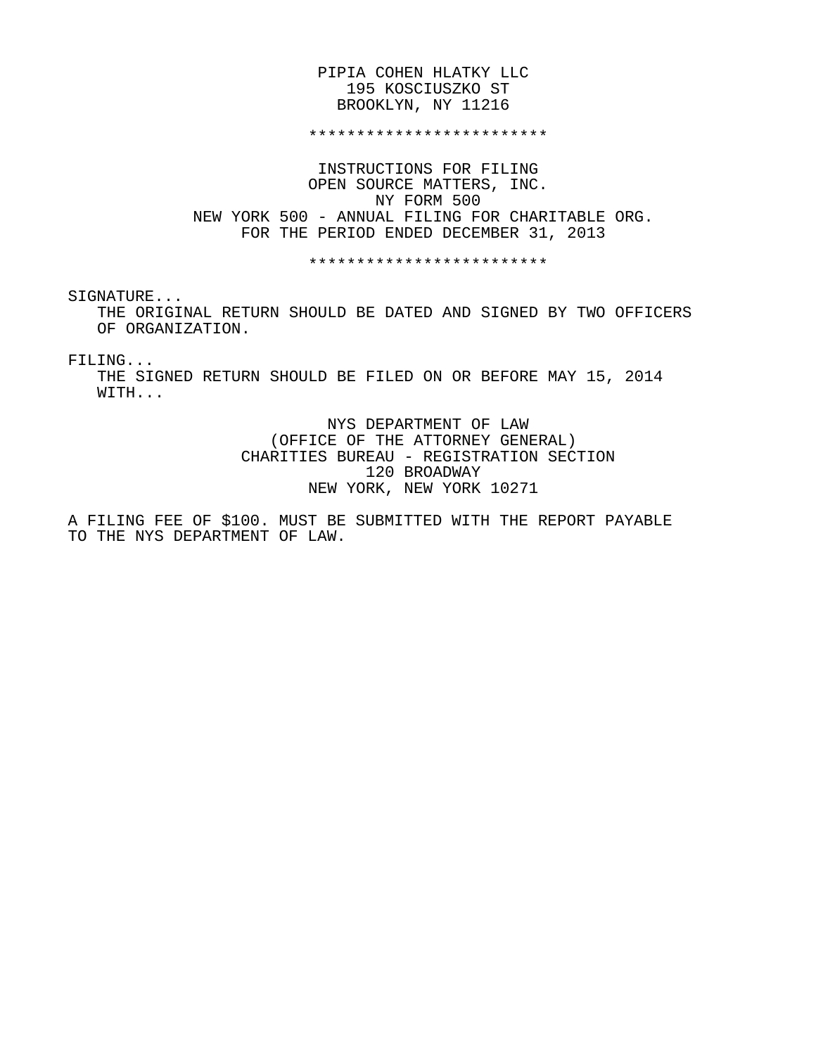PIPIA COHEN HLATKY LLC
195 KOSCIUSZKO ST
BROOKLYN, NY 11216

*************************

INSTRUCTIONS FOR FILING
OPEN SOURCE MATTERS, INC.
NY FORM 500
NEW YORK 500 - ANNUAL FILING FOR CHARITABLE ORG.
FOR THE PERIOD ENDED DECEMBER 31, 2013

*************************

SIGNATURE...

THE ORIGINAL RETURN SHOULD BE DATED AND SIGNED BY TWO OFFICERS OF ORGANIZATION.

FILING...

THE SIGNED RETURN SHOULD BE FILED ON OR BEFORE MAY 15, 2014 WITH...

NYS DEPARTMENT OF LAW
(OFFICE OF THE ATTORNEY GENERAL)
CHARITIES BUREAU - REGISTRATION SECTION
120 BROADWAY
NEW YORK, NEW YORK 10271

A FILING FEE OF $100. MUST BE SUBMITTED WITH THE REPORT PAYABLE TO THE NYS DEPARTMENT OF LAW.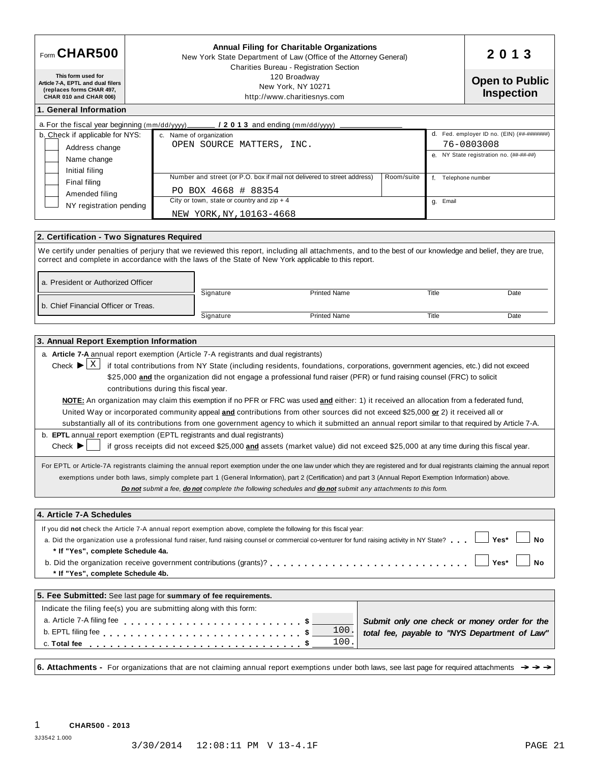# Form CHAR500

**Annual Filing for Charitable Organizations**
New York State Department of Law (Office of the Attorney General)
Charities Bureau - Registration Section
120 Broadway
New York, NY 10271
http://www.charitiesnys.com

**2013**

**Open to Public Inspection**

This form used for Article 7-A, EPTL and dual filers (replaces forms CHAR 497, CHAR 010 and CHAR 006)

## 1. General Information

a. For the fiscal year beginning (mm/dd/yyyy) ______ **/ 2013** and ending (mm/dd/yyyy) ______

b. Check if applicable for NYS:
- [ ] Address change
- [ ] Name change
- [ ] Initial filing
- [ ] Final filing
- [ ] Amended filing
- [ ] NY registration pending

c. Name of organization
OPEN SOURCE MATTERS, INC.

Number and street (or P.O. box if mail not delivered to street address) | Room/suite
PO BOX 4668 # 88354

City or town, state or country and zip + 4
NEW YORK,NY,10163-4668

d. Fed. employer ID no. (EIN) (##-#######)
76-0803008

e. NY State registration no. (##-##-##)

f. Telephone number

g. Email

## 2. Certification - Two Signatures Required

We certify under penalties of perjury that we reviewed this report, including all attachments, and to the best of our knowledge and belief, they are true, correct and complete in accordance with the laws of the State of New York applicable to this report.

| | Signature | Printed Name | Title | Date |
|---|---|---|---|---|
| a. President or Authorized Officer | | | | |
| b. Chief Financial Officer or Treas. | | | | |

## 3. Annual Report Exemption Information

a. **Article 7-A** annual report exemption (Article 7-A registrants and dual registrants)

Check ▶ [X] if total contributions from NY State (including residents, foundations, corporations, government agencies, etc.) did not exceed $25,000 **and** the organization did not engage a professional fund raiser (PFR) or fund raising counsel (FRC) to solicit contributions during this fiscal year.

**NOTE:** An organization may claim this exemption if no PFR or FRC was used **and** either: 1) it received an allocation from a federated fund, United Way or incorporated community appeal **and** contributions from other sources did not exceed $25,000 **or** 2) it received all or substantially all of its contributions from one government agency to which it submitted an annual report similar to that required by Article 7-A.

b. **EPTL** annual report exemption (EPTL registrants and dual registrants)

Check ▶ [ ] if gross receipts did not exceed $25,000 **and** assets (market value) did not exceed $25,000 at any time during this fiscal year.

For EPTL or Article-7A registrants claiming the annual report exemption under the one law under which they are registered and for dual registrants claiming the annual report exemptions under both laws, simply complete part 1 (General Information), part 2 (Certification) and part 3 (Annual Report Exemption Information) above.

***Do not** submit a fee, **do not** complete the following schedules and **do not** submit any attachments to this form.*

## 4. Article 7-A Schedules

If you did **not** check the Article 7-A annual report exemption above, complete the following for this fiscal year:

a. Did the organization use a professional fund raiser, fund raising counsel or commercial co-venturer for fund raising activity in NY State? [ ] Yes* [ ] No

**\* If "Yes", complete Schedule 4a.**

b. Did the organization receive government contributions (grants)? [ ] Yes* [ ] No

**\* If "Yes", complete Schedule 4b.**

## 5. Fee Submitted: See last page for summary of fee requirements.

Indicate the filing fee(s) you are submitting along with this form:

| | |
|---|---|
| a. Article 7-A filing fee | $ |
| b. EPTL filing fee | $ 100. |
| c. **Total fee** | $ 100. |

***Submit only one check or money order for the total fee, payable to "NYS Department of Law"***

**6. Attachments -** For organizations that are not claiming annual report exemptions under both laws, see last page for required attachments ➔➔➔

**CHAR500 - 2013**

3J3542 1.000

3/30/2014 12:08:11 PM V 13-4.1F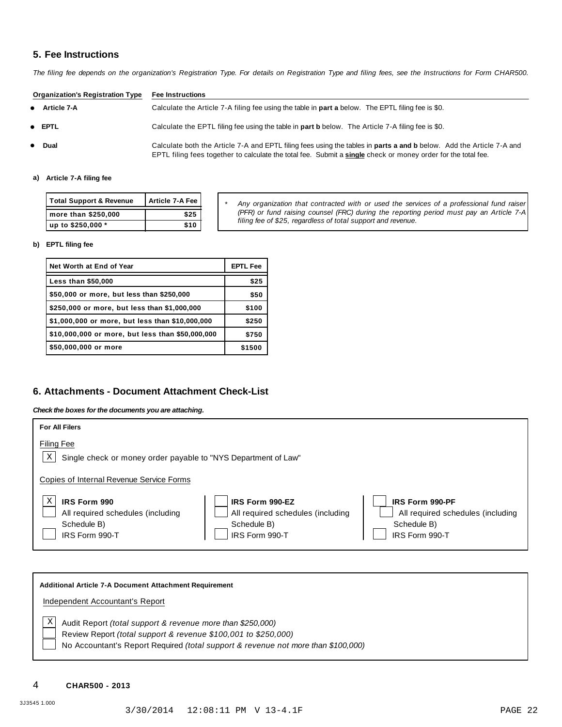## 5. Fee Instructions

*The filing fee depends on the organization's Registration Type. For details on Registration Type and filing fees, see the Instructions for Form CHAR500.*

| Organization's Registration Type | Fee Instructions |
|---|---|
| ● **Article 7-A** | Calculate the Article 7-A filing fee using the table in **part a** below. The EPTL filing fee is $0. |
| ● **EPTL** | Calculate the EPTL filing fee using the table in **part b** below. The Article 7-A filing fee is $0. |
| ● **Dual** | Calculate both the Article 7-A and EPTL filing fees using the tables in **parts a and b** below. Add the Article 7-A and EPTL filing fees together to calculate the total fee. Submit a **single** check or money order for the total fee. |

**a) Article 7-A filing fee**

| Total Support & Revenue | Article 7-A Fee |
|---|---|
| more than $250,000 | $25 |
| up to $250,000 * | $10 |

\* *Any organization that contracted with or used the services of a professional fund raiser (PFR) or fund raising counsel (FRC) during the reporting period must pay an Article 7-A filing fee of $25, regardless of total support and revenue.*

**b) EPTL filing fee**

| Net Worth at End of Year | EPTL Fee |
|---|---|
| Less than $50,000 | $25 |
| $50,000 or more, but less than $250,000 | $50 |
| $250,000 or more, but less than $1,000,000 | $100 |
| $1,000,000 or more, but less than $10,000,000 | $250 |
| $10,000,000 or more, but less than $50,000,000 | $750 |
| $50,000,000 or more | $1500 |

## 6. Attachments - Document Attachment Check-List

***Check the boxes for the documents you are attaching.***

**For All Filers**

Filing Fee

[X] Single check or money order payable to "NYS Department of Law"

Copies of Internal Revenue Service Forms

| IRS Form 990 | IRS Form 990-EZ | IRS Form 990-PF |
|---|---|---|
| [X] **IRS Form 990** | [ ] **IRS Form 990-EZ** | [ ] **IRS Form 990-PF** |
| [ ] All required schedules (including Schedule B) | [ ] All required schedules (including Schedule B) | [ ] All required schedules (including Schedule B) |
| [ ] IRS Form 990-T | [ ] IRS Form 990-T | [ ] IRS Form 990-T |

**Additional Article 7-A Document Attachment Requirement**

Independent Accountant's Report

[X] Audit Report *(total support & revenue more than $250,000)*

[ ] Review Report *(total support & revenue $100,001 to $250,000)*

[ ] No Accountant's Report Required *(total support & revenue not more than $100,000)*

**CHAR500 - 2013**